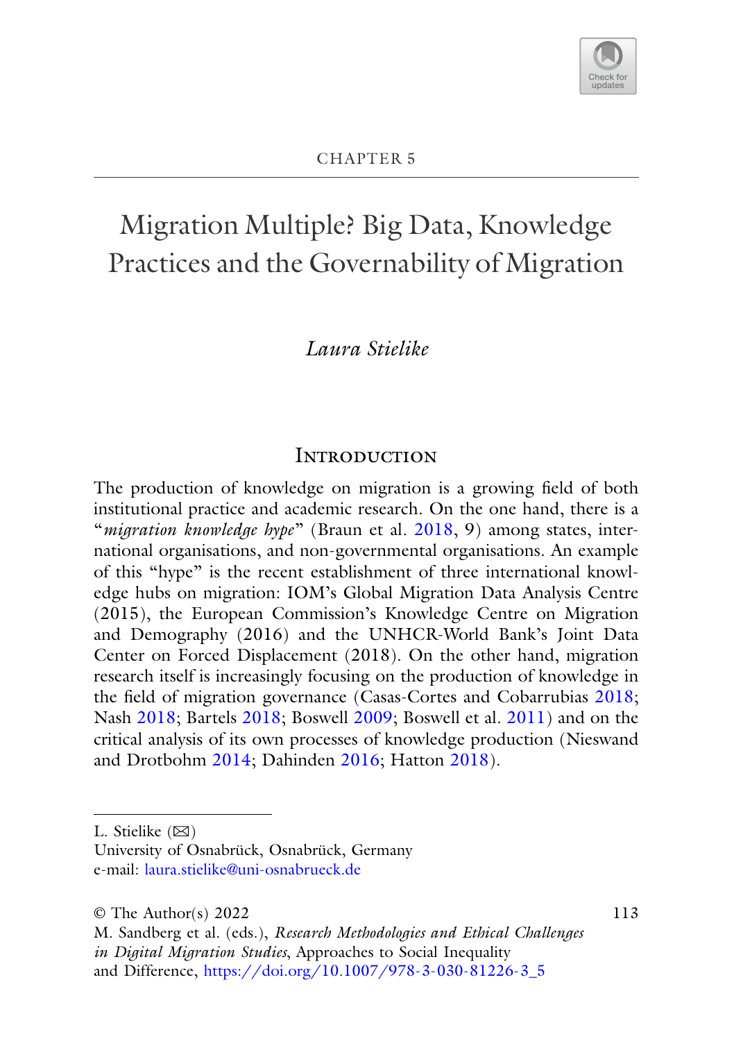CHAPTER 5

# Migration Multiple? Big Data, Knowledge Practices and the Governability of Migration

*Laura Stielike*

## Introduction

The production of knowledge on migration is a growing field of both institutional practice and academic research. On the one hand, there is a "*migration knowledge hype*" (Braun et al. 2018, 9) among states, international organisations, and non-governmental organisations. An example of this "hype" is the recent establishment of three international knowledge hubs on migration: IOM's Global Migration Data Analysis Centre (2015), the European Commission's Knowledge Centre on Migration and Demography (2016) and the UNHCR-World Bank's Joint Data Center on Forced Displacement (2018). On the other hand, migration research itself is increasingly focusing on the production of knowledge in the field of migration governance (Casas-Cortes and Cobarrubias 2018; Nash 2018; Bartels 2018; Boswell 2009; Boswell et al. 2011) and on the critical analysis of its own processes of knowledge production (Nieswand and Drotbohm 2014; Dahinden 2016; Hatton 2018).

L. Stielike (✉)
University of Osnabrück, Osnabrück, Germany
e-mail: laura.stielike@uni-osnabrueck.de

© The Author(s) 2022
M. Sandberg et al. (eds.), *Research Methodologies and Ethical Challenges in Digital Migration Studies*, Approaches to Social Inequality and Difference, https://doi.org/10.1007/978-3-030-81226-3_5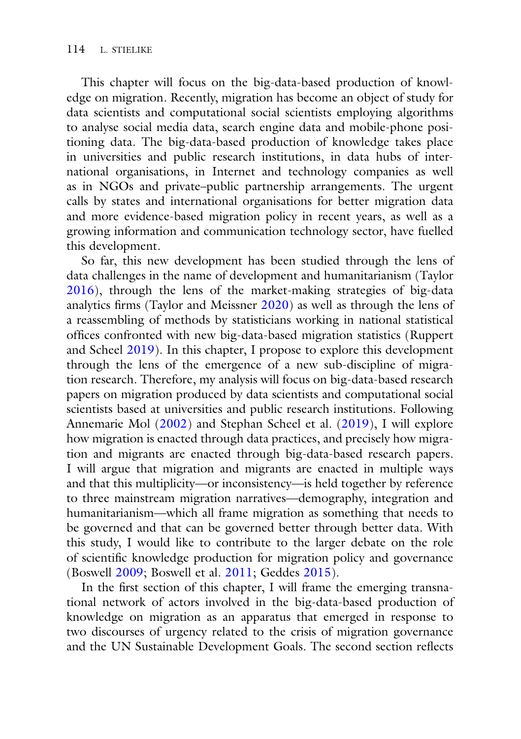This chapter will focus on the big-data-based production of knowledge on migration. Recently, migration has become an object of study for data scientists and computational social scientists employing algorithms to analyse social media data, search engine data and mobile-phone positioning data. The big-data-based production of knowledge takes place in universities and public research institutions, in data hubs of international organisations, in Internet and technology companies as well as in NGOs and private–public partnership arrangements. The urgent calls by states and international organisations for better migration data and more evidence-based migration policy in recent years, as well as a growing information and communication technology sector, have fuelled this development.

So far, this new development has been studied through the lens of data challenges in the name of development and humanitarianism (Taylor 2016), through the lens of the market-making strategies of big-data analytics firms (Taylor and Meissner 2020) as well as through the lens of a reassembling of methods by statisticians working in national statistical offices confronted with new big-data-based migration statistics (Ruppert and Scheel 2019). In this chapter, I propose to explore this development through the lens of the emergence of a new sub-discipline of migration research. Therefore, my analysis will focus on big-data-based research papers on migration produced by data scientists and computational social scientists based at universities and public research institutions. Following Annemarie Mol (2002) and Stephan Scheel et al. (2019), I will explore how migration is enacted through data practices, and precisely how migration and migrants are enacted through big-data-based research papers. I will argue that migration and migrants are enacted in multiple ways and that this multiplicity—or inconsistency—is held together by reference to three mainstream migration narratives—demography, integration and humanitarianism—which all frame migration as something that needs to be governed and that can be governed better through better data. With this study, I would like to contribute to the larger debate on the role of scientific knowledge production for migration policy and governance (Boswell 2009; Boswell et al. 2011; Geddes 2015).

In the first section of this chapter, I will frame the emerging transnational network of actors involved in the big-data-based production of knowledge on migration as an apparatus that emerged in response to two discourses of urgency related to the crisis of migration governance and the UN Sustainable Development Goals. The second section reflects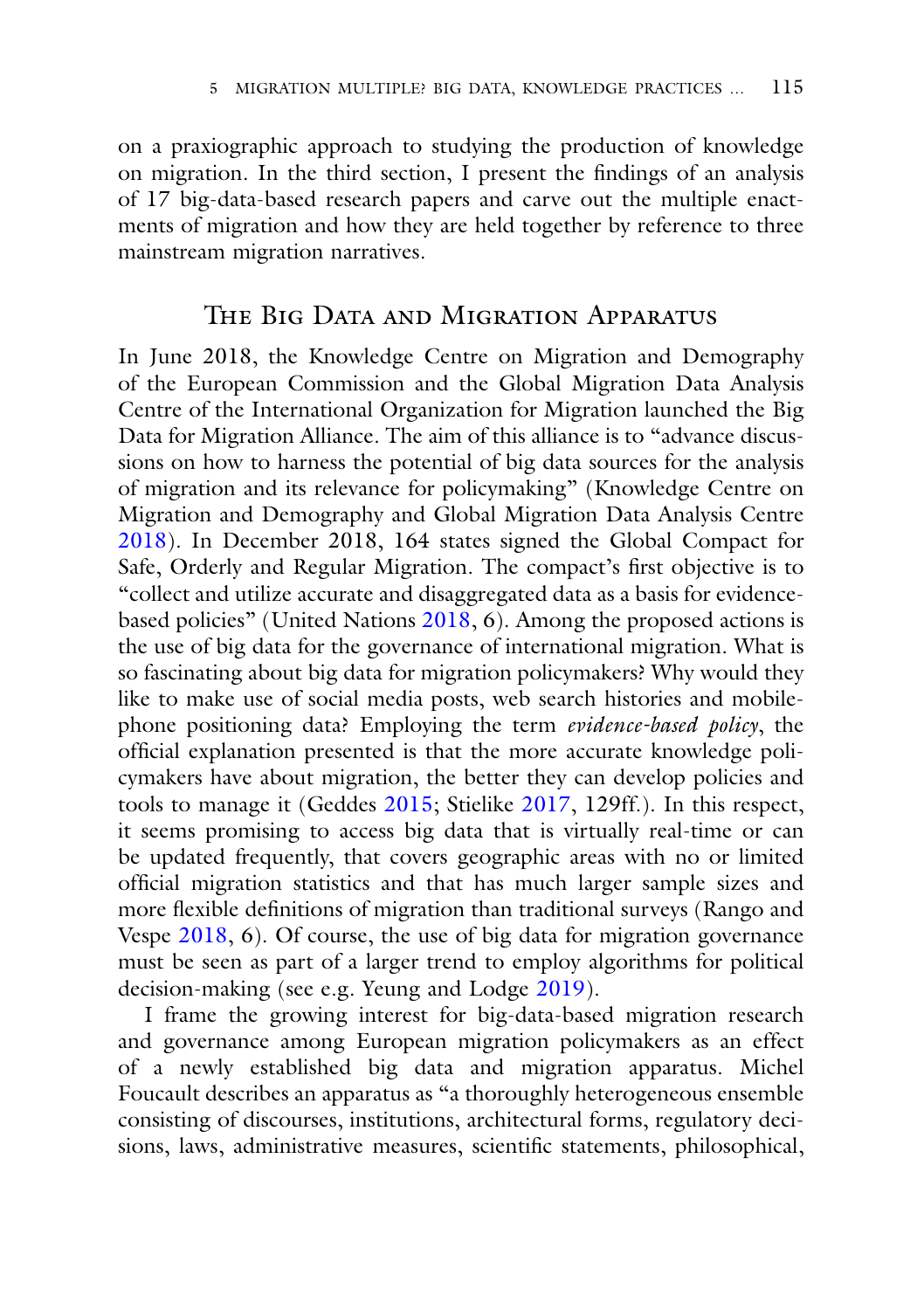on a praxiographic approach to studying the production of knowledge on migration. In the third section, I present the findings of an analysis of 17 big-data-based research papers and carve out the multiple enactments of migration and how they are held together by reference to three mainstream migration narratives.

## The Big Data and Migration Apparatus

In June 2018, the Knowledge Centre on Migration and Demography of the European Commission and the Global Migration Data Analysis Centre of the International Organization for Migration launched the Big Data for Migration Alliance. The aim of this alliance is to "advance discussions on how to harness the potential of big data sources for the analysis of migration and its relevance for policymaking" (Knowledge Centre on Migration and Demography and Global Migration Data Analysis Centre 2018). In December 2018, 164 states signed the Global Compact for Safe, Orderly and Regular Migration. The compact's first objective is to "collect and utilize accurate and disaggregated data as a basis for evidence-based policies" (United Nations 2018, 6). Among the proposed actions is the use of big data for the governance of international migration. What is so fascinating about big data for migration policymakers? Why would they like to make use of social media posts, web search histories and mobile-phone positioning data? Employing the term *evidence-based policy*, the official explanation presented is that the more accurate knowledge policymakers have about migration, the better they can develop policies and tools to manage it (Geddes 2015; Stielike 2017, 129ff.). In this respect, it seems promising to access big data that is virtually real-time or can be updated frequently, that covers geographic areas with no or limited official migration statistics and that has much larger sample sizes and more flexible definitions of migration than traditional surveys (Rango and Vespe 2018, 6). Of course, the use of big data for migration governance must be seen as part of a larger trend to employ algorithms for political decision-making (see e.g. Yeung and Lodge 2019).

I frame the growing interest for big-data-based migration research and governance among European migration policymakers as an effect of a newly established big data and migration apparatus. Michel Foucault describes an apparatus as "a thoroughly heterogeneous ensemble consisting of discourses, institutions, architectural forms, regulatory decisions, laws, administrative measures, scientific statements, philosophical,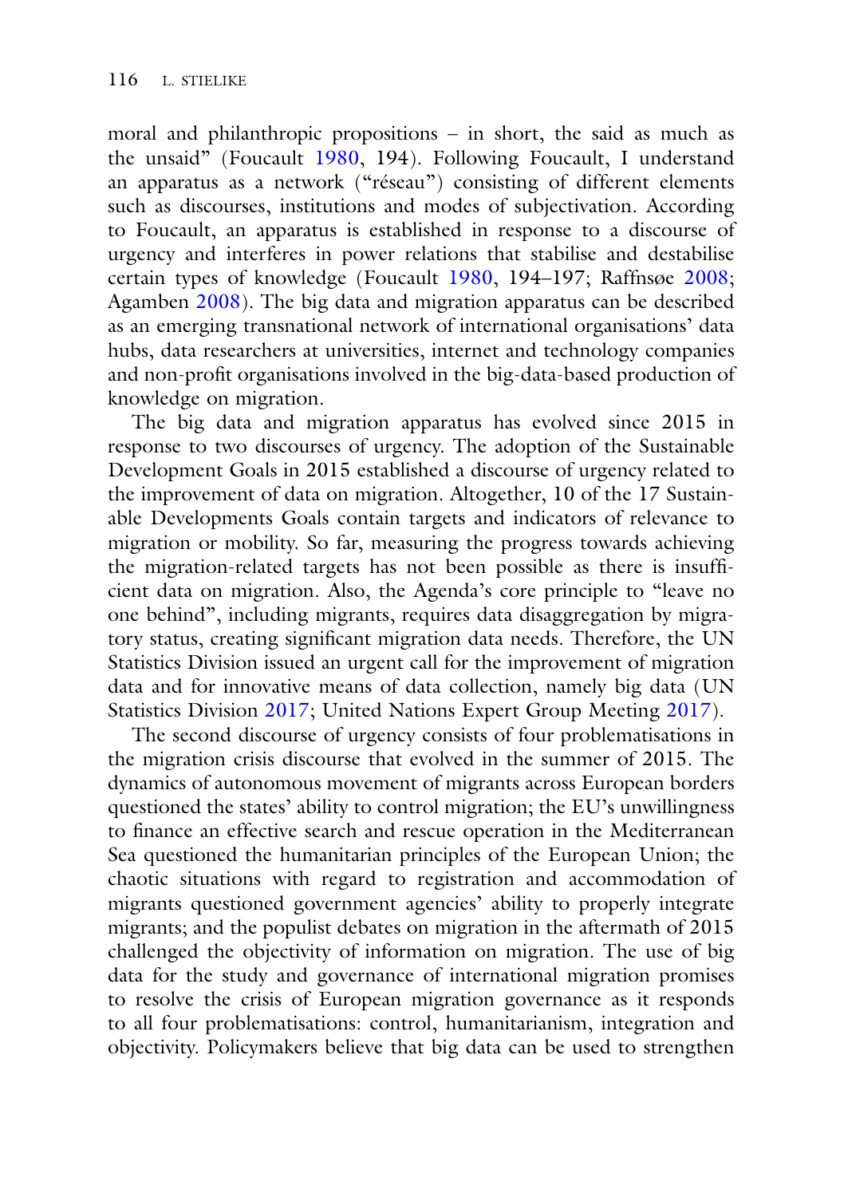moral and philanthropic propositions – in short, the said as much as the unsaid" (Foucault 1980, 194). Following Foucault, I understand an apparatus as a network ("réseau") consisting of different elements such as discourses, institutions and modes of subjectivation. According to Foucault, an apparatus is established in response to a discourse of urgency and interferes in power relations that stabilise and destabilise certain types of knowledge (Foucault 1980, 194–197; Raffnsøe 2008; Agamben 2008). The big data and migration apparatus can be described as an emerging transnational network of international organisations' data hubs, data researchers at universities, internet and technology companies and non-profit organisations involved in the big-data-based production of knowledge on migration.

The big data and migration apparatus has evolved since 2015 in response to two discourses of urgency. The adoption of the Sustainable Development Goals in 2015 established a discourse of urgency related to the improvement of data on migration. Altogether, 10 of the 17 Sustainable Developments Goals contain targets and indicators of relevance to migration or mobility. So far, measuring the progress towards achieving the migration-related targets has not been possible as there is insufficient data on migration. Also, the Agenda's core principle to "leave no one behind", including migrants, requires data disaggregation by migratory status, creating significant migration data needs. Therefore, the UN Statistics Division issued an urgent call for the improvement of migration data and for innovative means of data collection, namely big data (UN Statistics Division 2017; United Nations Expert Group Meeting 2017).

The second discourse of urgency consists of four problematisations in the migration crisis discourse that evolved in the summer of 2015. The dynamics of autonomous movement of migrants across European borders questioned the states' ability to control migration; the EU's unwillingness to finance an effective search and rescue operation in the Mediterranean Sea questioned the humanitarian principles of the European Union; the chaotic situations with regard to registration and accommodation of migrants questioned government agencies' ability to properly integrate migrants; and the populist debates on migration in the aftermath of 2015 challenged the objectivity of information on migration. The use of big data for the study and governance of international migration promises to resolve the crisis of European migration governance as it responds to all four problematisations: control, humanitarianism, integration and objectivity. Policymakers believe that big data can be used to strengthen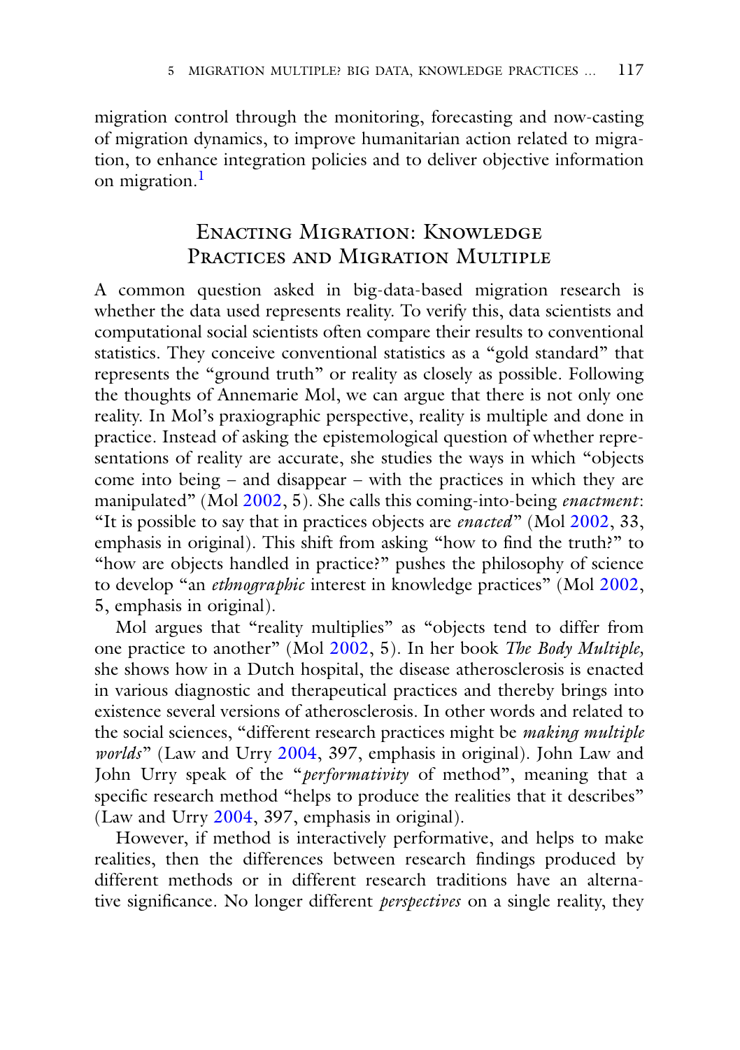migration control through the monitoring, forecasting and now-casting of migration dynamics, to improve humanitarian action related to migration, to enhance integration policies and to deliver objective information on migration.[1]

## Enacting Migration: Knowledge Practices and Migration Multiple

A common question asked in big-data-based migration research is whether the data used represents reality. To verify this, data scientists and computational social scientists often compare their results to conventional statistics. They conceive conventional statistics as a "gold standard" that represents the "ground truth" or reality as closely as possible. Following the thoughts of Annemarie Mol, we can argue that there is not only one reality. In Mol's praxiographic perspective, reality is multiple and done in practice. Instead of asking the epistemological question of whether representations of reality are accurate, she studies the ways in which "objects come into being – and disappear – with the practices in which they are manipulated" (Mol 2002, 5). She calls this coming-into-being *enactment*: "It is possible to say that in practices objects are *enacted*" (Mol 2002, 33, emphasis in original). This shift from asking "how to find the truth?" to "how are objects handled in practice?" pushes the philosophy of science to develop "an *ethnographic* interest in knowledge practices" (Mol 2002, 5, emphasis in original).

Mol argues that "reality multiplies" as "objects tend to differ from one practice to another" (Mol 2002, 5). In her book *The Body Multiple,* she shows how in a Dutch hospital, the disease atherosclerosis is enacted in various diagnostic and therapeutical practices and thereby brings into existence several versions of atherosclerosis. In other words and related to the social sciences, "different research practices might be *making multiple worlds*" (Law and Urry 2004, 397, emphasis in original). John Law and John Urry speak of the "*performativity* of method", meaning that a specific research method "helps to produce the realities that it describes" (Law and Urry 2004, 397, emphasis in original).

However, if method is interactively performative, and helps to make realities, then the differences between research findings produced by different methods or in different research traditions have an alternative significance. No longer different *perspectives* on a single reality, they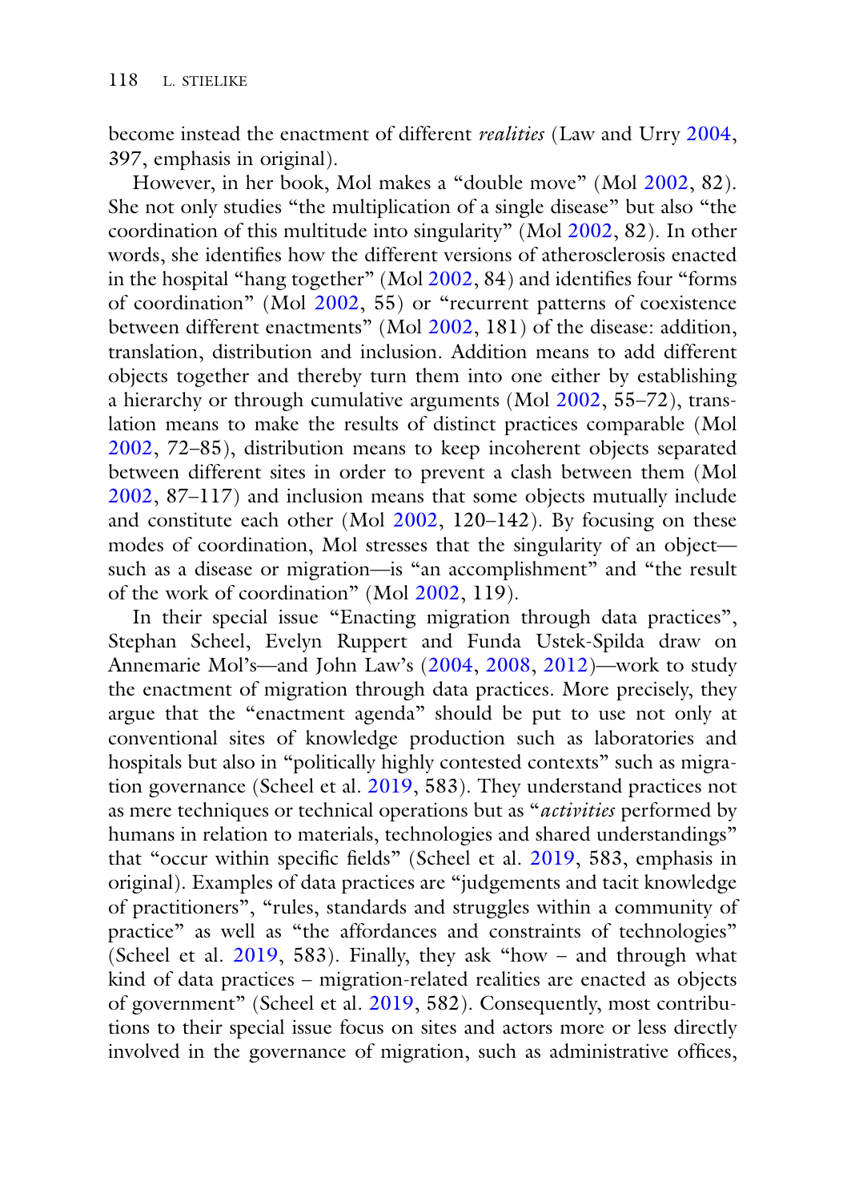become instead the enactment of different *realities* (Law and Urry 2004, 397, emphasis in original).

However, in her book, Mol makes a "double move" (Mol 2002, 82). She not only studies "the multiplication of a single disease" but also "the coordination of this multitude into singularity" (Mol 2002, 82). In other words, she identifies how the different versions of atherosclerosis enacted in the hospital "hang together" (Mol 2002, 84) and identifies four "forms of coordination" (Mol 2002, 55) or "recurrent patterns of coexistence between different enactments" (Mol 2002, 181) of the disease: addition, translation, distribution and inclusion. Addition means to add different objects together and thereby turn them into one either by establishing a hierarchy or through cumulative arguments (Mol 2002, 55–72), translation means to make the results of distinct practices comparable (Mol 2002, 72–85), distribution means to keep incoherent objects separated between different sites in order to prevent a clash between them (Mol 2002, 87–117) and inclusion means that some objects mutually include and constitute each other (Mol 2002, 120–142). By focusing on these modes of coordination, Mol stresses that the singularity of an object—such as a disease or migration—is "an accomplishment" and "the result of the work of coordination" (Mol 2002, 119).

In their special issue "Enacting migration through data practices", Stephan Scheel, Evelyn Ruppert and Funda Ustek-Spilda draw on Annemarie Mol's—and John Law's (2004, 2008, 2012)—work to study the enactment of migration through data practices. More precisely, they argue that the "enactment agenda" should be put to use not only at conventional sites of knowledge production such as laboratories and hospitals but also in "politically highly contested contexts" such as migration governance (Scheel et al. 2019, 583). They understand practices not as mere techniques or technical operations but as "*activities* performed by humans in relation to materials, technologies and shared understandings" that "occur within specific fields" (Scheel et al. 2019, 583, emphasis in original). Examples of data practices are "judgements and tacit knowledge of practitioners", "rules, standards and struggles within a community of practice" as well as "the affordances and constraints of technologies" (Scheel et al. 2019, 583). Finally, they ask "how – and through what kind of data practices – migration-related realities are enacted as objects of government" (Scheel et al. 2019, 582). Consequently, most contributions to their special issue focus on sites and actors more or less directly involved in the governance of migration, such as administrative offices,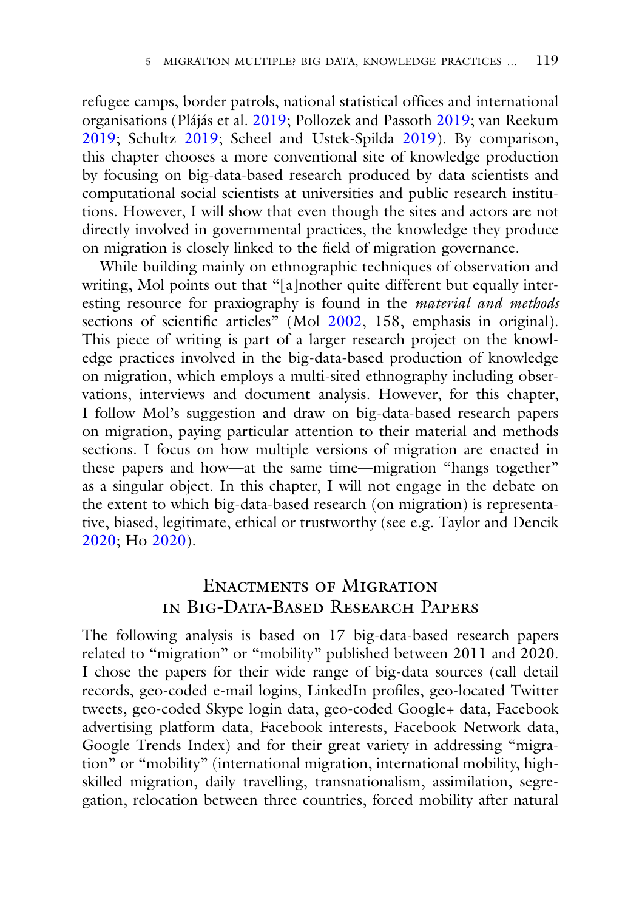refugee camps, border patrols, national statistical offices and international organisations (Plájás et al. 2019; Pollozek and Passoth 2019; van Reekum 2019; Schultz 2019; Scheel and Ustek-Spilda 2019). By comparison, this chapter chooses a more conventional site of knowledge production by focusing on big-data-based research produced by data scientists and computational social scientists at universities and public research institutions. However, I will show that even though the sites and actors are not directly involved in governmental practices, the knowledge they produce on migration is closely linked to the field of migration governance.

While building mainly on ethnographic techniques of observation and writing, Mol points out that "[a]nother quite different but equally interesting resource for praxiography is found in the *material and methods* sections of scientific articles" (Mol 2002, 158, emphasis in original). This piece of writing is part of a larger research project on the knowledge practices involved in the big-data-based production of knowledge on migration, which employs a multi-sited ethnography including observations, interviews and document analysis. However, for this chapter, I follow Mol's suggestion and draw on big-data-based research papers on migration, paying particular attention to their material and methods sections. I focus on how multiple versions of migration are enacted in these papers and how—at the same time—migration "hangs together" as a singular object. In this chapter, I will not engage in the debate on the extent to which big-data-based research (on migration) is representative, biased, legitimate, ethical or trustworthy (see e.g. Taylor and Dencik 2020; Ho 2020).

## Enactments of Migration in Big-Data-Based Research Papers

The following analysis is based on 17 big-data-based research papers related to "migration" or "mobility" published between 2011 and 2020. I chose the papers for their wide range of big-data sources (call detail records, geo-coded e-mail logins, LinkedIn profiles, geo-located Twitter tweets, geo-coded Skype login data, geo-coded Google+ data, Facebook advertising platform data, Facebook interests, Facebook Network data, Google Trends Index) and for their great variety in addressing "migration" or "mobility" (international migration, international mobility, high-skilled migration, daily travelling, transnationalism, assimilation, segregation, relocation between three countries, forced mobility after natural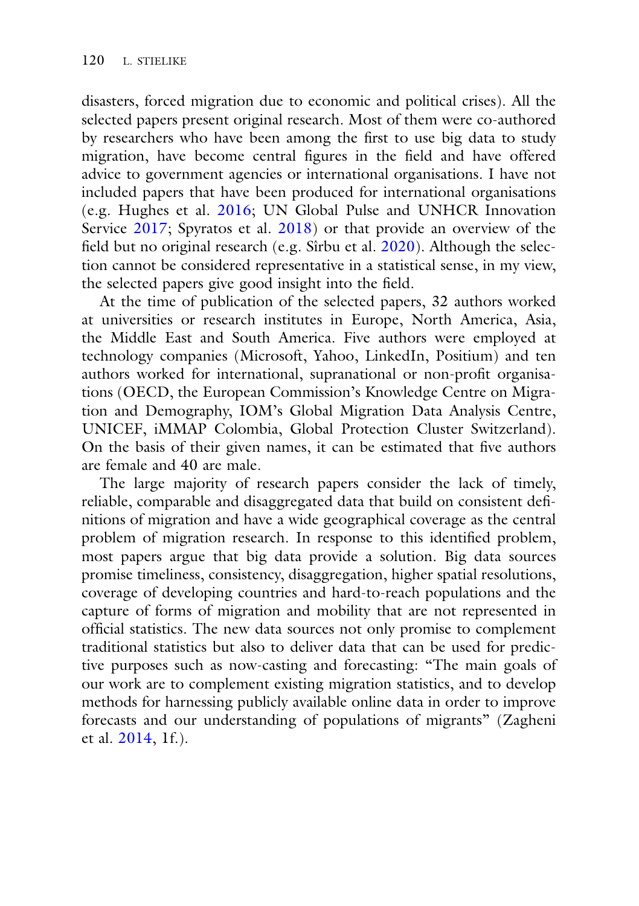disasters, forced migration due to economic and political crises). All the selected papers present original research. Most of them were co-authored by researchers who have been among the first to use big data to study migration, have become central figures in the field and have offered advice to government agencies or international organisations. I have not included papers that have been produced for international organisations (e.g. Hughes et al. 2016; UN Global Pulse and UNHCR Innovation Service 2017; Spyratos et al. 2018) or that provide an overview of the field but no original research (e.g. Sîrbu et al. 2020). Although the selection cannot be considered representative in a statistical sense, in my view, the selected papers give good insight into the field.

At the time of publication of the selected papers, 32 authors worked at universities or research institutes in Europe, North America, Asia, the Middle East and South America. Five authors were employed at technology companies (Microsoft, Yahoo, LinkedIn, Positium) and ten authors worked for international, supranational or non-profit organisations (OECD, the European Commission's Knowledge Centre on Migration and Demography, IOM's Global Migration Data Analysis Centre, UNICEF, iMMAP Colombia, Global Protection Cluster Switzerland). On the basis of their given names, it can be estimated that five authors are female and 40 are male.

The large majority of research papers consider the lack of timely, reliable, comparable and disaggregated data that build on consistent definitions of migration and have a wide geographical coverage as the central problem of migration research. In response to this identified problem, most papers argue that big data provide a solution. Big data sources promise timeliness, consistency, disaggregation, higher spatial resolutions, coverage of developing countries and hard-to-reach populations and the capture of forms of migration and mobility that are not represented in official statistics. The new data sources not only promise to complement traditional statistics but also to deliver data that can be used for predictive purposes such as now-casting and forecasting: "The main goals of our work are to complement existing migration statistics, and to develop methods for harnessing publicly available online data in order to improve forecasts and our understanding of populations of migrants" (Zagheni et al. 2014, 1f.).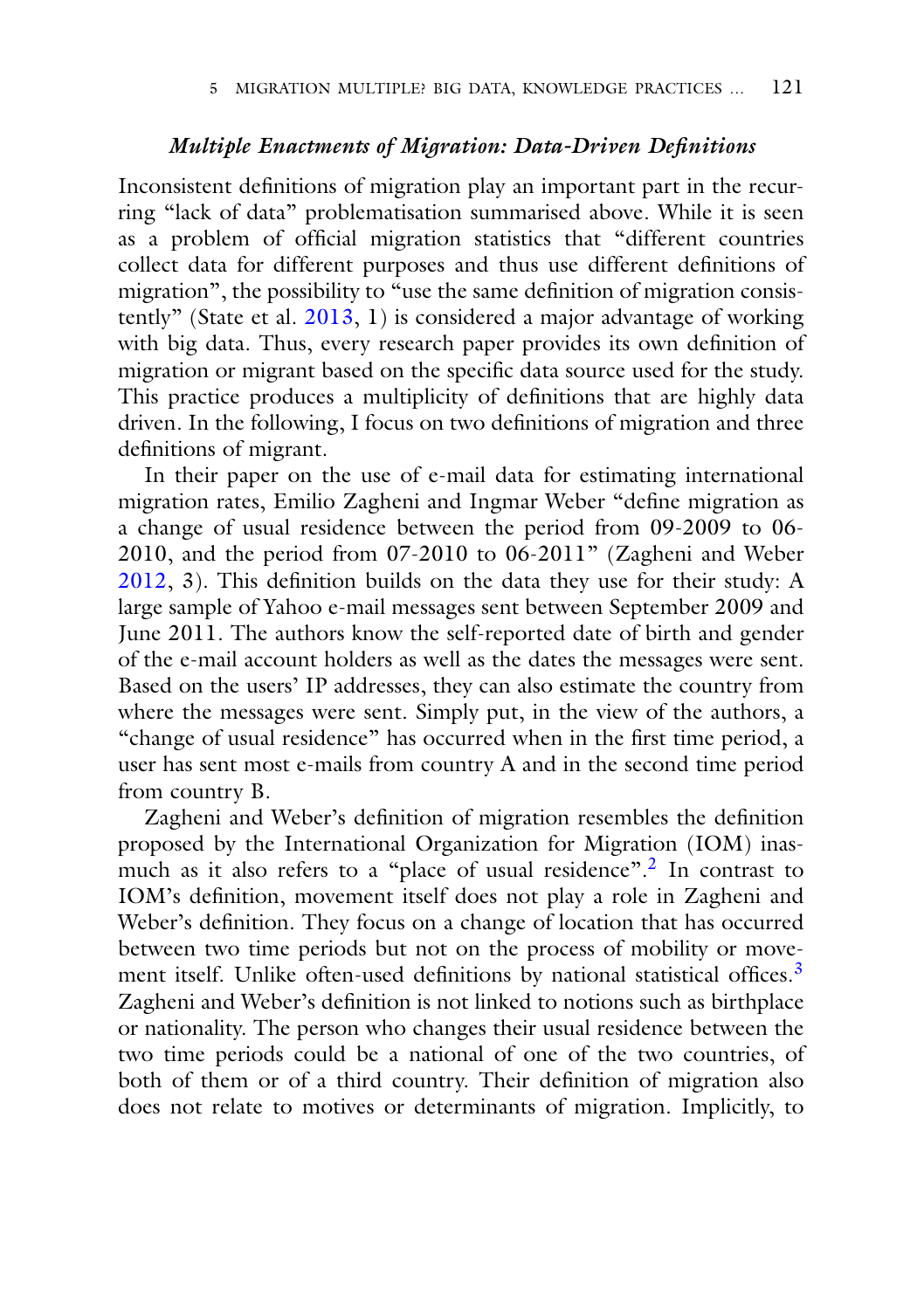### *Multiple Enactments of Migration: Data-Driven Definitions*

Inconsistent definitions of migration play an important part in the recurring "lack of data" problematisation summarised above. While it is seen as a problem of official migration statistics that "different countries collect data for different purposes and thus use different definitions of migration", the possibility to "use the same definition of migration consistently" (State et al. 2013, 1) is considered a major advantage of working with big data. Thus, every research paper provides its own definition of migration or migrant based on the specific data source used for the study. This practice produces a multiplicity of definitions that are highly data driven. In the following, I focus on two definitions of migration and three definitions of migrant.

In their paper on the use of e-mail data for estimating international migration rates, Emilio Zagheni and Ingmar Weber "define migration as a change of usual residence between the period from 09-2009 to 06-2010, and the period from 07-2010 to 06-2011" (Zagheni and Weber 2012, 3). This definition builds on the data they use for their study: A large sample of Yahoo e-mail messages sent between September 2009 and June 2011. The authors know the self-reported date of birth and gender of the e-mail account holders as well as the dates the messages were sent. Based on the users' IP addresses, they can also estimate the country from where the messages were sent. Simply put, in the view of the authors, a "change of usual residence" has occurred when in the first time period, a user has sent most e-mails from country A and in the second time period from country B.

Zagheni and Weber's definition of migration resembles the definition proposed by the International Organization for Migration (IOM) inasmuch as it also refers to a "place of usual residence".[2] In contrast to IOM's definition, movement itself does not play a role in Zagheni and Weber's definition. They focus on a change of location that has occurred between two time periods but not on the process of mobility or movement itself. Unlike often-used definitions by national statistical offices.[3] Zagheni and Weber's definition is not linked to notions such as birthplace or nationality. The person who changes their usual residence between the two time periods could be a national of one of the two countries, of both of them or of a third country. Their definition of migration also does not relate to motives or determinants of migration. Implicitly, to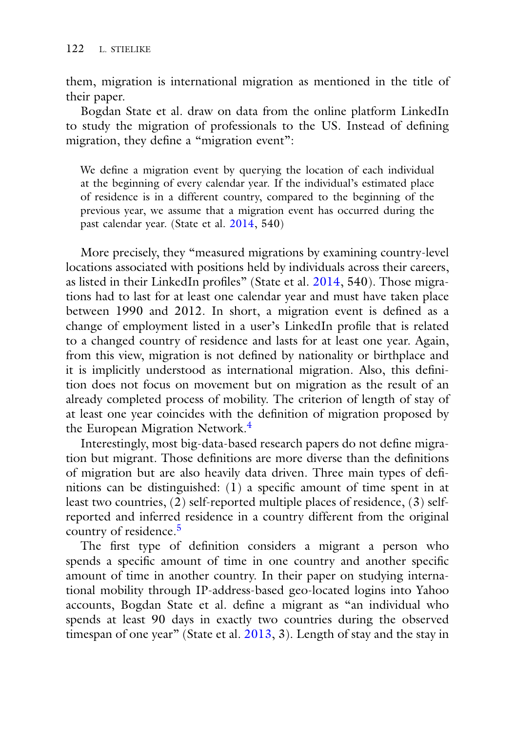them, migration is international migration as mentioned in the title of their paper.

Bogdan State et al. draw on data from the online platform LinkedIn to study the migration of professionals to the US. Instead of defining migration, they define a "migration event":

> We define a migration event by querying the location of each individual at the beginning of every calendar year. If the individual's estimated place of residence is in a different country, compared to the beginning of the previous year, we assume that a migration event has occurred during the past calendar year. (State et al. 2014, 540)

More precisely, they "measured migrations by examining country-level locations associated with positions held by individuals across their careers, as listed in their LinkedIn profiles" (State et al. 2014, 540). Those migrations had to last for at least one calendar year and must have taken place between 1990 and 2012. In short, a migration event is defined as a change of employment listed in a user's LinkedIn profile that is related to a changed country of residence and lasts for at least one year. Again, from this view, migration is not defined by nationality or birthplace and it is implicitly understood as international migration. Also, this definition does not focus on movement but on migration as the result of an already completed process of mobility. The criterion of length of stay of at least one year coincides with the definition of migration proposed by the European Migration Network.[4]

Interestingly, most big-data-based research papers do not define migration but migrant. Those definitions are more diverse than the definitions of migration but are also heavily data driven. Three main types of definitions can be distinguished: (1) a specific amount of time spent in at least two countries, (2) self-reported multiple places of residence, (3) self-reported and inferred residence in a country different from the original country of residence.[5]

The first type of definition considers a migrant a person who spends a specific amount of time in one country and another specific amount of time in another country. In their paper on studying international mobility through IP-address-based geo-located logins into Yahoo accounts, Bogdan State et al. define a migrant as "an individual who spends at least 90 days in exactly two countries during the observed timespan of one year" (State et al. 2013, 3). Length of stay and the stay in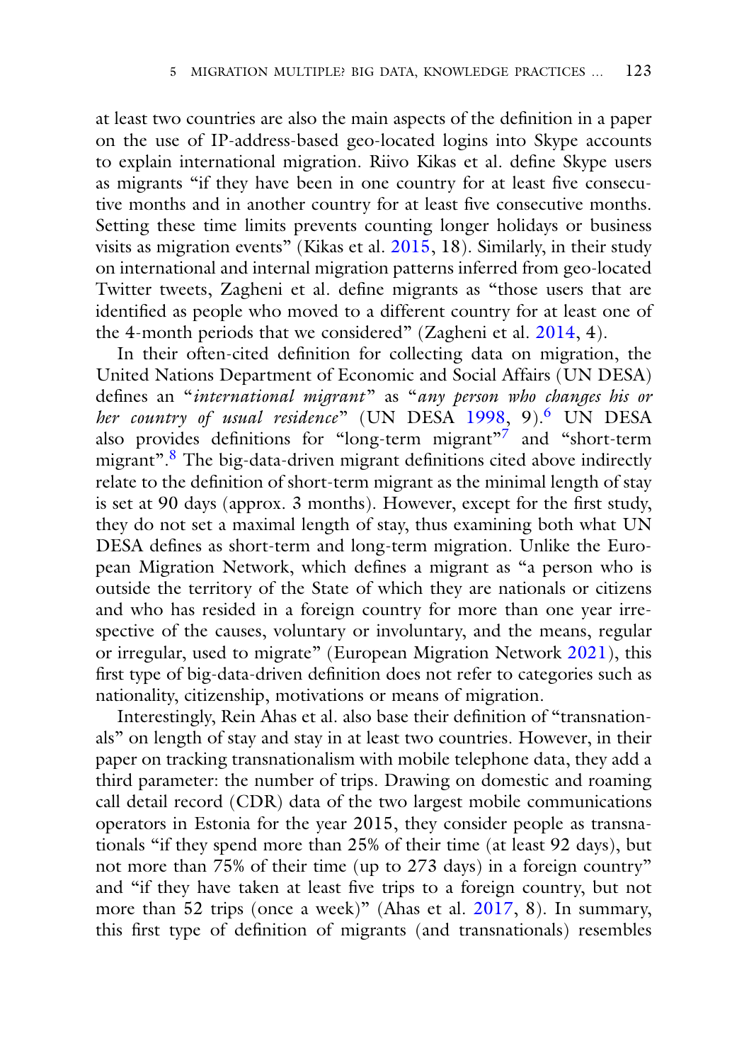at least two countries are also the main aspects of the definition in a paper on the use of IP-address-based geo-located logins into Skype accounts to explain international migration. Riivo Kikas et al. define Skype users as migrants "if they have been in one country for at least five consecutive months and in another country for at least five consecutive months. Setting these time limits prevents counting longer holidays or business visits as migration events" (Kikas et al. 2015, 18). Similarly, in their study on international and internal migration patterns inferred from geo-located Twitter tweets, Zagheni et al. define migrants as "those users that are identified as people who moved to a different country for at least one of the 4-month periods that we considered" (Zagheni et al. 2014, 4).

In their often-cited definition for collecting data on migration, the United Nations Department of Economic and Social Affairs (UN DESA) defines an "*international migrant*" as "*any person who changes his or her country of usual residence*" (UN DESA 1998, 9).[6] UN DESA also provides definitions for "long-term migrant"[7] and "short-term migrant".[8] The big-data-driven migrant definitions cited above indirectly relate to the definition of short-term migrant as the minimal length of stay is set at 90 days (approx. 3 months). However, except for the first study, they do not set a maximal length of stay, thus examining both what UN DESA defines as short-term and long-term migration. Unlike the European Migration Network, which defines a migrant as "a person who is outside the territory of the State of which they are nationals or citizens and who has resided in a foreign country for more than one year irrespective of the causes, voluntary or involuntary, and the means, regular or irregular, used to migrate" (European Migration Network 2021), this first type of big-data-driven definition does not refer to categories such as nationality, citizenship, motivations or means of migration.

Interestingly, Rein Ahas et al. also base their definition of "transnationals" on length of stay and stay in at least two countries. However, in their paper on tracking transnationalism with mobile telephone data, they add a third parameter: the number of trips. Drawing on domestic and roaming call detail record (CDR) data of the two largest mobile communications operators in Estonia for the year 2015, they consider people as transnationals "if they spend more than 25% of their time (at least 92 days), but not more than 75% of their time (up to 273 days) in a foreign country" and "if they have taken at least five trips to a foreign country, but not more than 52 trips (once a week)" (Ahas et al. 2017, 8). In summary, this first type of definition of migrants (and transnationals) resembles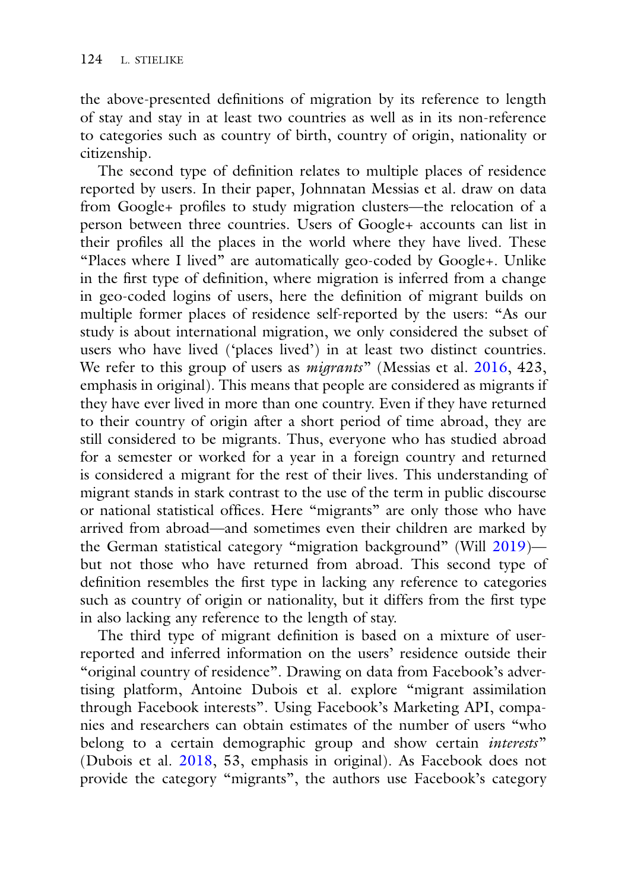the above-presented definitions of migration by its reference to length of stay and stay in at least two countries as well as in its non-reference to categories such as country of birth, country of origin, nationality or citizenship.

The second type of definition relates to multiple places of residence reported by users. In their paper, Johnnatan Messias et al. draw on data from Google+ profiles to study migration clusters—the relocation of a person between three countries. Users of Google+ accounts can list in their profiles all the places in the world where they have lived. These "Places where I lived" are automatically geo-coded by Google+. Unlike in the first type of definition, where migration is inferred from a change in geo-coded logins of users, here the definition of migrant builds on multiple former places of residence self-reported by the users: "As our study is about international migration, we only considered the subset of users who have lived ('places lived') in at least two distinct countries. We refer to this group of users as *migrants*" (Messias et al. 2016, 423, emphasis in original). This means that people are considered as migrants if they have ever lived in more than one country. Even if they have returned to their country of origin after a short period of time abroad, they are still considered to be migrants. Thus, everyone who has studied abroad for a semester or worked for a year in a foreign country and returned is considered a migrant for the rest of their lives. This understanding of migrant stands in stark contrast to the use of the term in public discourse or national statistical offices. Here "migrants" are only those who have arrived from abroad—and sometimes even their children are marked by the German statistical category "migration background" (Will 2019)—but not those who have returned from abroad. This second type of definition resembles the first type in lacking any reference to categories such as country of origin or nationality, but it differs from the first type in also lacking any reference to the length of stay.

The third type of migrant definition is based on a mixture of user-reported and inferred information on the users' residence outside their "original country of residence". Drawing on data from Facebook's advertising platform, Antoine Dubois et al. explore "migrant assimilation through Facebook interests". Using Facebook's Marketing API, companies and researchers can obtain estimates of the number of users "who belong to a certain demographic group and show certain *interests*" (Dubois et al. 2018, 53, emphasis in original). As Facebook does not provide the category "migrants", the authors use Facebook's category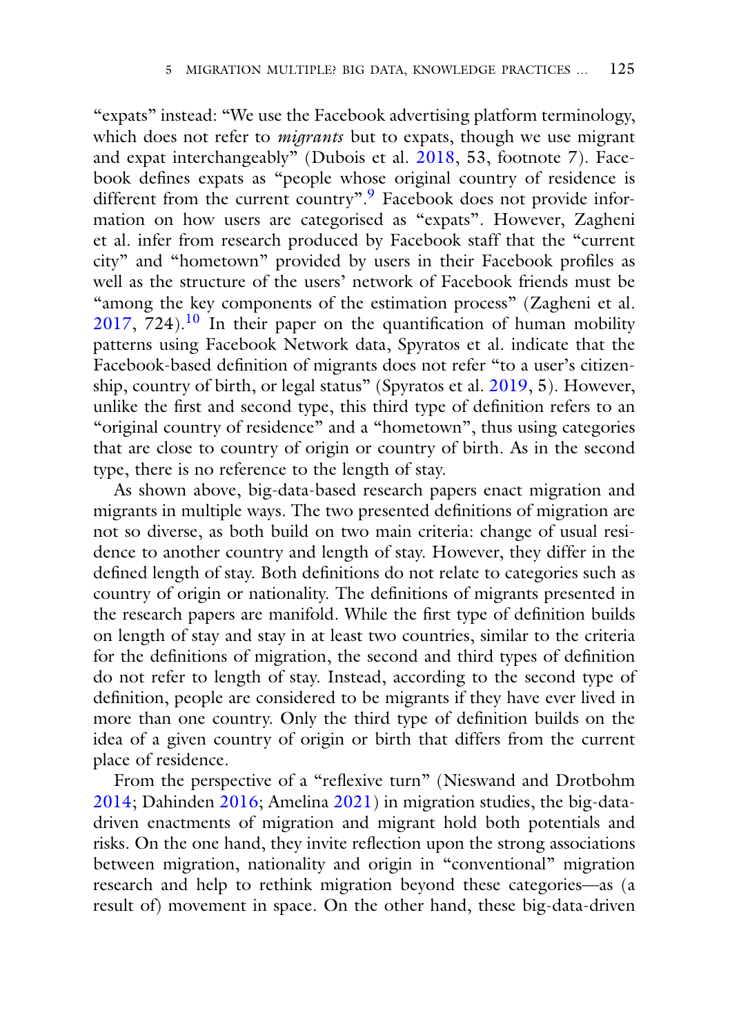"expats" instead: "We use the Facebook advertising platform terminology, which does not refer to *migrants* but to expats, though we use migrant and expat interchangeably" (Dubois et al. 2018, 53, footnote 7). Facebook defines expats as "people whose original country of residence is different from the current country".[9] Facebook does not provide information on how users are categorised as "expats". However, Zagheni et al. infer from research produced by Facebook staff that the "current city" and "hometown" provided by users in their Facebook profiles as well as the structure of the users' network of Facebook friends must be "among the key components of the estimation process" (Zagheni et al. 2017, 724).[10] In their paper on the quantification of human mobility patterns using Facebook Network data, Spyratos et al. indicate that the Facebook-based definition of migrants does not refer "to a user's citizenship, country of birth, or legal status" (Spyratos et al. 2019, 5). However, unlike the first and second type, this third type of definition refers to an "original country of residence" and a "hometown", thus using categories that are close to country of origin or country of birth. As in the second type, there is no reference to the length of stay.

As shown above, big-data-based research papers enact migration and migrants in multiple ways. The two presented definitions of migration are not so diverse, as both build on two main criteria: change of usual residence to another country and length of stay. However, they differ in the defined length of stay. Both definitions do not relate to categories such as country of origin or nationality. The definitions of migrants presented in the research papers are manifold. While the first type of definition builds on length of stay and stay in at least two countries, similar to the criteria for the definitions of migration, the second and third types of definition do not refer to length of stay. Instead, according to the second type of definition, people are considered to be migrants if they have ever lived in more than one country. Only the third type of definition builds on the idea of a given country of origin or birth that differs from the current place of residence.

From the perspective of a "reflexive turn" (Nieswand and Drotbohm 2014; Dahinden 2016; Amelina 2021) in migration studies, the big-data-driven enactments of migration and migrant hold both potentials and risks. On the one hand, they invite reflection upon the strong associations between migration, nationality and origin in "conventional" migration research and help to rethink migration beyond these categories—as (a result of) movement in space. On the other hand, these big-data-driven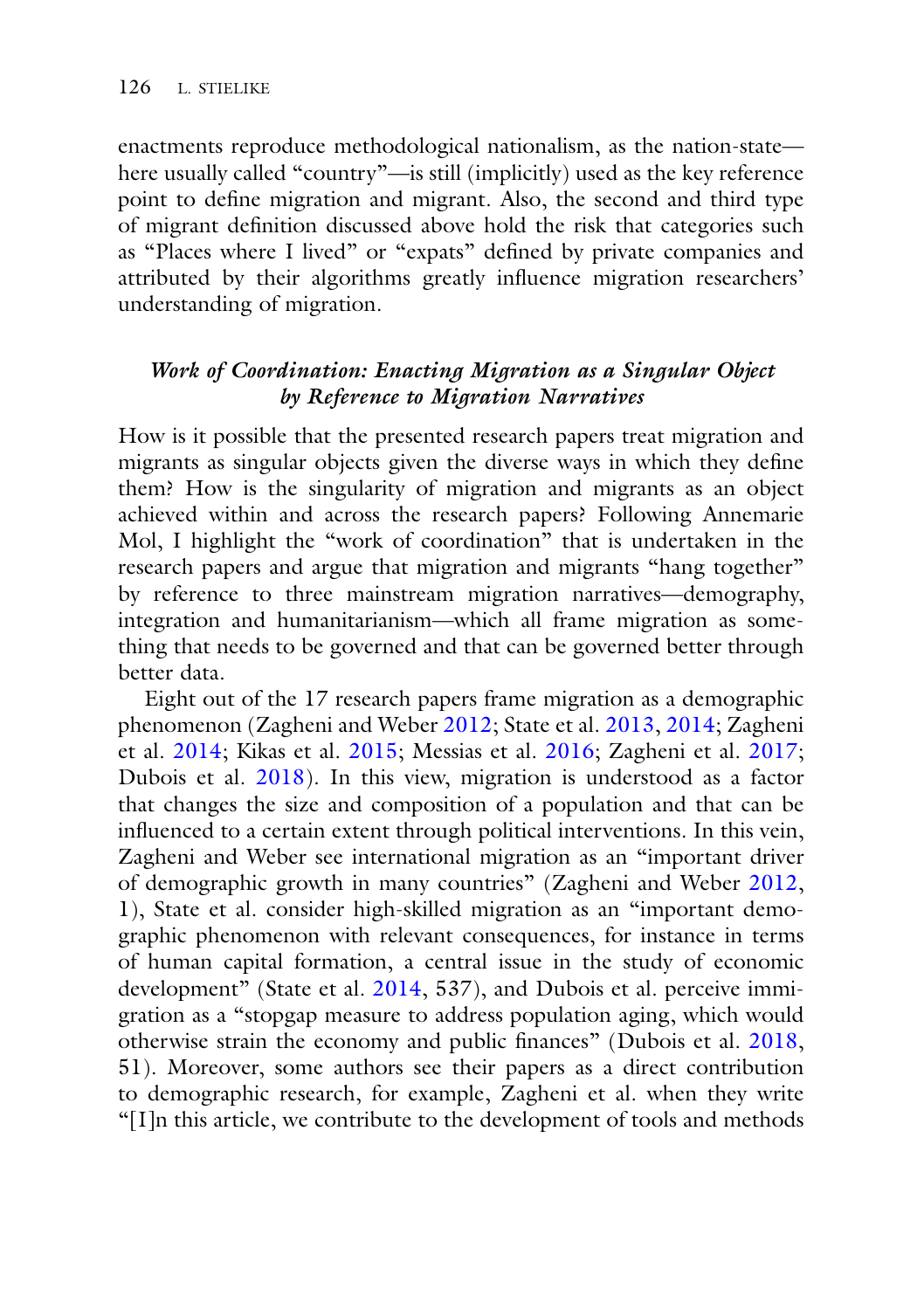enactments reproduce methodological nationalism, as the nation-state—here usually called "country"—is still (implicitly) used as the key reference point to define migration and migrant. Also, the second and third type of migrant definition discussed above hold the risk that categories such as "Places where I lived" or "expats" defined by private companies and attributed by their algorithms greatly influence migration researchers' understanding of migration.

### *Work of Coordination: Enacting Migration as a Singular Object by Reference to Migration Narratives*

How is it possible that the presented research papers treat migration and migrants as singular objects given the diverse ways in which they define them? How is the singularity of migration and migrants as an object achieved within and across the research papers? Following Annemarie Mol, I highlight the "work of coordination" that is undertaken in the research papers and argue that migration and migrants "hang together" by reference to three mainstream migration narratives—demography, integration and humanitarianism—which all frame migration as something that needs to be governed and that can be governed better through better data.

Eight out of the 17 research papers frame migration as a demographic phenomenon (Zagheni and Weber 2012; State et al. 2013, 2014; Zagheni et al. 2014; Kikas et al. 2015; Messias et al. 2016; Zagheni et al. 2017; Dubois et al. 2018). In this view, migration is understood as a factor that changes the size and composition of a population and that can be influenced to a certain extent through political interventions. In this vein, Zagheni and Weber see international migration as an "important driver of demographic growth in many countries" (Zagheni and Weber 2012, 1), State et al. consider high-skilled migration as an "important demographic phenomenon with relevant consequences, for instance in terms of human capital formation, a central issue in the study of economic development" (State et al. 2014, 537), and Dubois et al. perceive immigration as a "stopgap measure to address population aging, which would otherwise strain the economy and public finances" (Dubois et al. 2018, 51). Moreover, some authors see their papers as a direct contribution to demographic research, for example, Zagheni et al. when they write "[I]n this article, we contribute to the development of tools and methods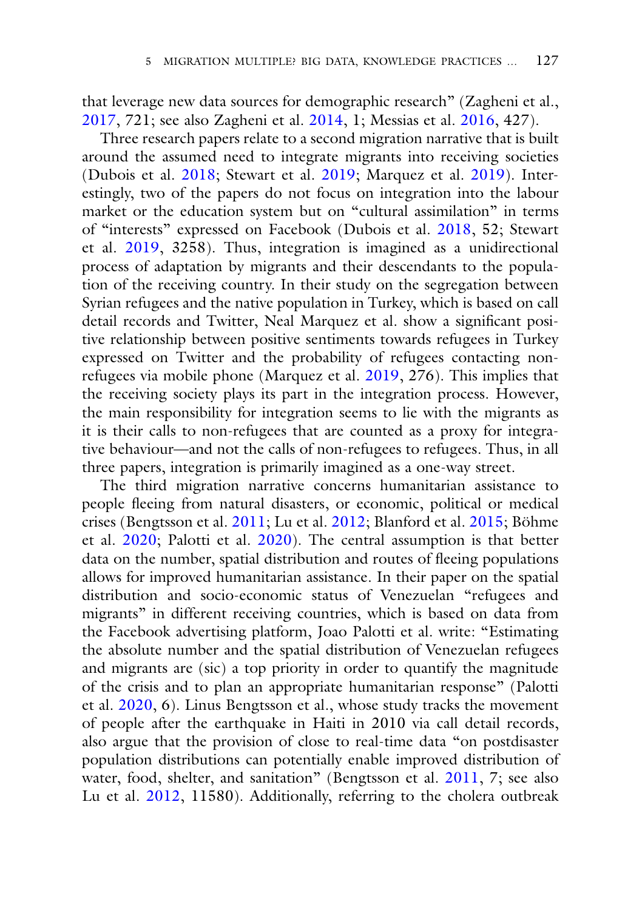that leverage new data sources for demographic research" (Zagheni et al., 2017, 721; see also Zagheni et al. 2014, 1; Messias et al. 2016, 427).

Three research papers relate to a second migration narrative that is built around the assumed need to integrate migrants into receiving societies (Dubois et al. 2018; Stewart et al. 2019; Marquez et al. 2019). Interestingly, two of the papers do not focus on integration into the labour market or the education system but on "cultural assimilation" in terms of "interests" expressed on Facebook (Dubois et al. 2018, 52; Stewart et al. 2019, 3258). Thus, integration is imagined as a unidirectional process of adaptation by migrants and their descendants to the population of the receiving country. In their study on the segregation between Syrian refugees and the native population in Turkey, which is based on call detail records and Twitter, Neal Marquez et al. show a significant positive relationship between positive sentiments towards refugees in Turkey expressed on Twitter and the probability of refugees contacting non-refugees via mobile phone (Marquez et al. 2019, 276). This implies that the receiving society plays its part in the integration process. However, the main responsibility for integration seems to lie with the migrants as it is their calls to non-refugees that are counted as a proxy for integrative behaviour—and not the calls of non-refugees to refugees. Thus, in all three papers, integration is primarily imagined as a one-way street.

The third migration narrative concerns humanitarian assistance to people fleeing from natural disasters, or economic, political or medical crises (Bengtsson et al. 2011; Lu et al. 2012; Blanford et al. 2015; Böhme et al. 2020; Palotti et al. 2020). The central assumption is that better data on the number, spatial distribution and routes of fleeing populations allows for improved humanitarian assistance. In their paper on the spatial distribution and socio-economic status of Venezuelan "refugees and migrants" in different receiving countries, which is based on data from the Facebook advertising platform, Joao Palotti et al. write: "Estimating the absolute number and the spatial distribution of Venezuelan refugees and migrants are (sic) a top priority in order to quantify the magnitude of the crisis and to plan an appropriate humanitarian response" (Palotti et al. 2020, 6). Linus Bengtsson et al., whose study tracks the movement of people after the earthquake in Haiti in 2010 via call detail records, also argue that the provision of close to real-time data "on postdisaster population distributions can potentially enable improved distribution of water, food, shelter, and sanitation" (Bengtsson et al. 2011, 7; see also Lu et al. 2012, 11580). Additionally, referring to the cholera outbreak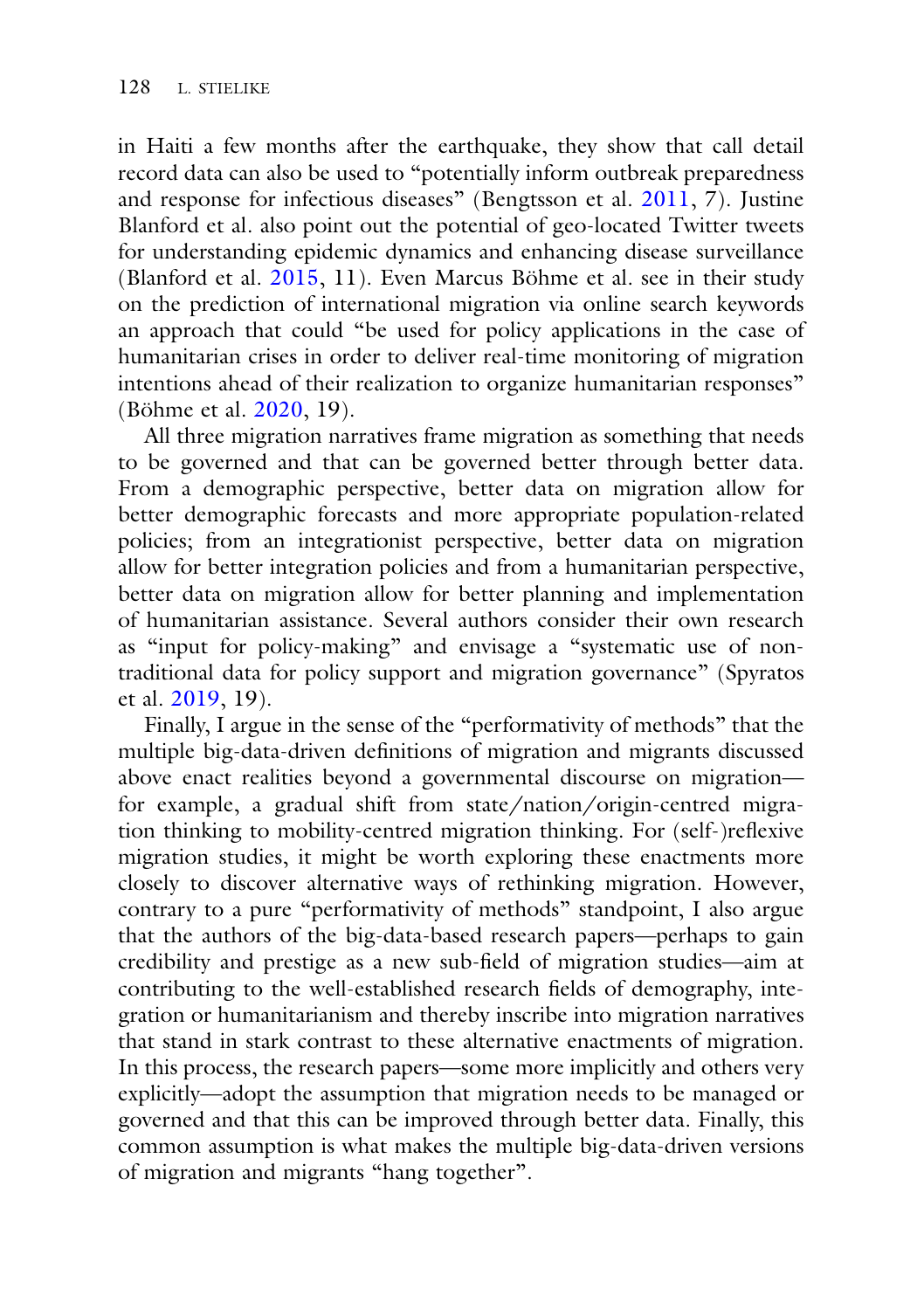in Haiti a few months after the earthquake, they show that call detail record data can also be used to "potentially inform outbreak preparedness and response for infectious diseases" (Bengtsson et al. 2011, 7). Justine Blanford et al. also point out the potential of geo-located Twitter tweets for understanding epidemic dynamics and enhancing disease surveillance (Blanford et al. 2015, 11). Even Marcus Böhme et al. see in their study on the prediction of international migration via online search keywords an approach that could "be used for policy applications in the case of humanitarian crises in order to deliver real-time monitoring of migration intentions ahead of their realization to organize humanitarian responses" (Böhme et al. 2020, 19).

All three migration narratives frame migration as something that needs to be governed and that can be governed better through better data. From a demographic perspective, better data on migration allow for better demographic forecasts and more appropriate population-related policies; from an integrationist perspective, better data on migration allow for better integration policies and from a humanitarian perspective, better data on migration allow for better planning and implementation of humanitarian assistance. Several authors consider their own research as "input for policy-making" and envisage a "systematic use of non-traditional data for policy support and migration governance" (Spyratos et al. 2019, 19).

Finally, I argue in the sense of the "performativity of methods" that the multiple big-data-driven definitions of migration and migrants discussed above enact realities beyond a governmental discourse on migration—for example, a gradual shift from state/nation/origin-centred migration thinking to mobility-centred migration thinking. For (self-)reflexive migration studies, it might be worth exploring these enactments more closely to discover alternative ways of rethinking migration. However, contrary to a pure "performativity of methods" standpoint, I also argue that the authors of the big-data-based research papers—perhaps to gain credibility and prestige as a new sub-field of migration studies—aim at contributing to the well-established research fields of demography, integration or humanitarianism and thereby inscribe into migration narratives that stand in stark contrast to these alternative enactments of migration. In this process, the research papers—some more implicitly and others very explicitly—adopt the assumption that migration needs to be managed or governed and that this can be improved through better data. Finally, this common assumption is what makes the multiple big-data-driven versions of migration and migrants "hang together".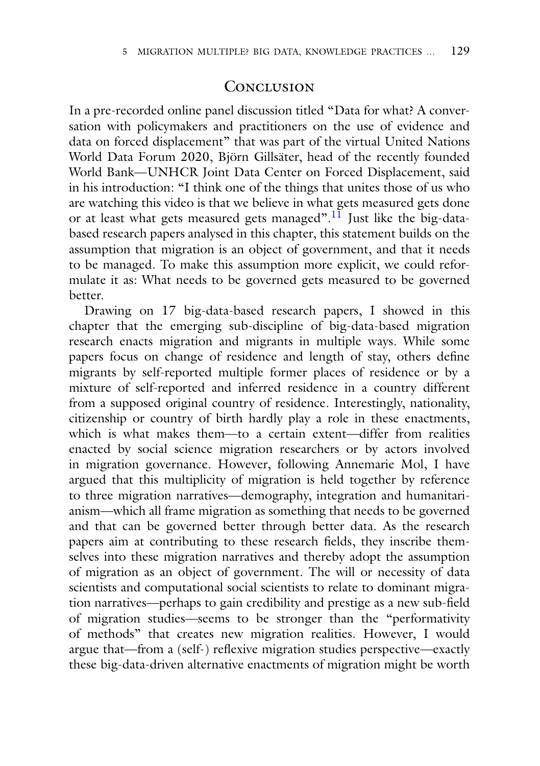## Conclusion

In a pre-recorded online panel discussion titled "Data for what? A conversation with policymakers and practitioners on the use of evidence and data on forced displacement" that was part of the virtual United Nations World Data Forum 2020, Björn Gillsäter, head of the recently founded World Bank—UNHCR Joint Data Center on Forced Displacement, said in his introduction: "I think one of the things that unites those of us who are watching this video is that we believe in what gets measured gets done or at least what gets measured gets managed".[11] Just like the big-data-based research papers analysed in this chapter, this statement builds on the assumption that migration is an object of government, and that it needs to be managed. To make this assumption more explicit, we could reformulate it as: What needs to be governed gets measured to be governed better.

Drawing on 17 big-data-based research papers, I showed in this chapter that the emerging sub-discipline of big-data-based migration research enacts migration and migrants in multiple ways. While some papers focus on change of residence and length of stay, others define migrants by self-reported multiple former places of residence or by a mixture of self-reported and inferred residence in a country different from a supposed original country of residence. Interestingly, nationality, citizenship or country of birth hardly play a role in these enactments, which is what makes them—to a certain extent—differ from realities enacted by social science migration researchers or by actors involved in migration governance. However, following Annemarie Mol, I have argued that this multiplicity of migration is held together by reference to three migration narratives—demography, integration and humanitarianism—which all frame migration as something that needs to be governed and that can be governed better through better data. As the research papers aim at contributing to these research fields, they inscribe themselves into these migration narratives and thereby adopt the assumption of migration as an object of government. The will or necessity of data scientists and computational social scientists to relate to dominant migration narratives—perhaps to gain credibility and prestige as a new sub-field of migration studies—seems to be stronger than the "performativity of methods" that creates new migration realities. However, I would argue that—from a (self-) reflexive migration studies perspective—exactly these big-data-driven alternative enactments of migration might be worth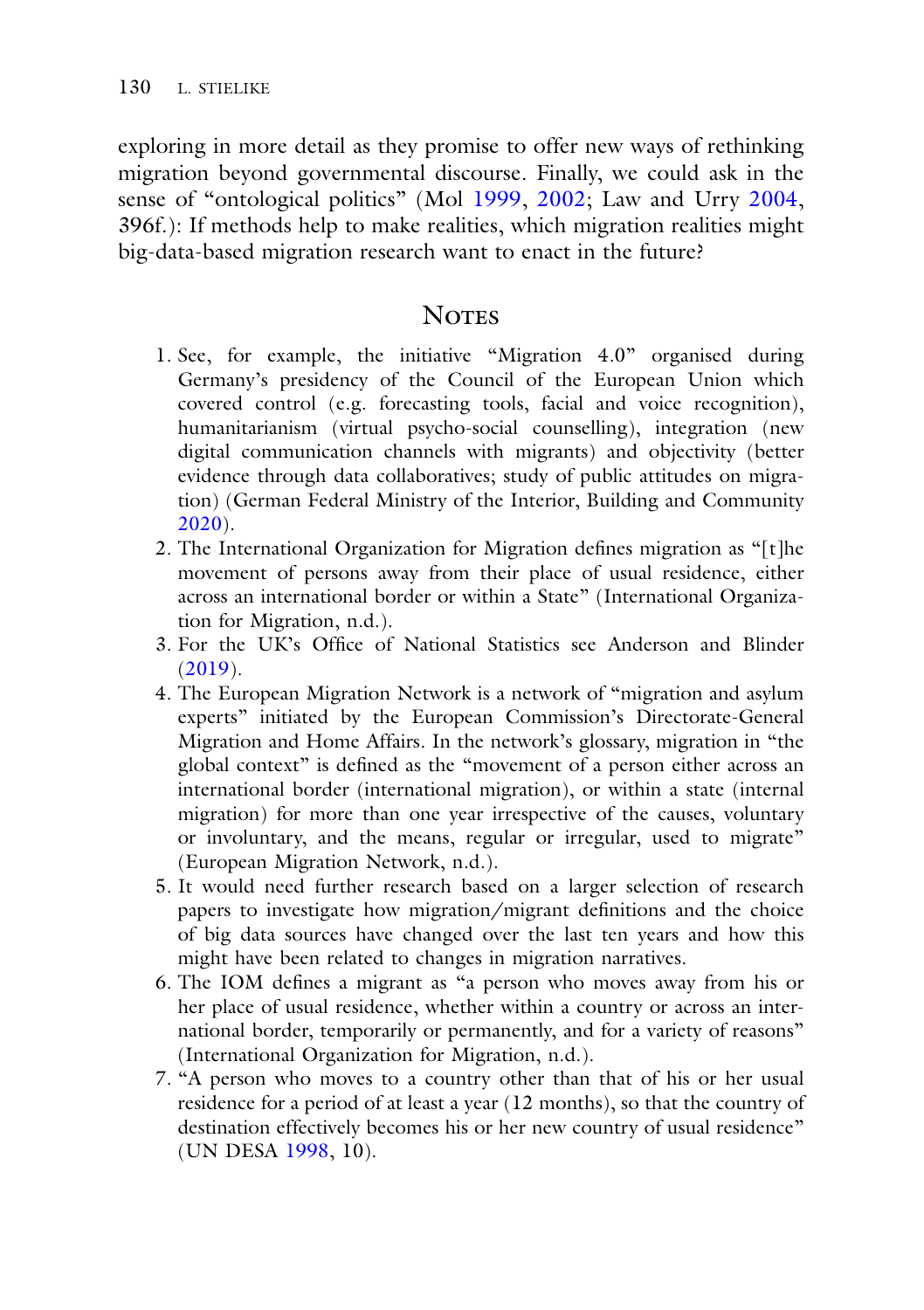exploring in more detail as they promise to offer new ways of rethinking migration beyond governmental discourse. Finally, we could ask in the sense of "ontological politics" (Mol 1999, 2002; Law and Urry 2004, 396f.): If methods help to make realities, which migration realities might big-data-based migration research want to enact in the future?

## Notes

1. See, for example, the initiative "Migration 4.0" organised during Germany's presidency of the Council of the European Union which covered control (e.g. forecasting tools, facial and voice recognition), humanitarianism (virtual psycho-social counselling), integration (new digital communication channels with migrants) and objectivity (better evidence through data collaboratives; study of public attitudes on migration) (German Federal Ministry of the Interior, Building and Community 2020).
2. The International Organization for Migration defines migration as "[t]he movement of persons away from their place of usual residence, either across an international border or within a State" (International Organization for Migration, n.d.).
3. For the UK's Office of National Statistics see Anderson and Blinder (2019).
4. The European Migration Network is a network of "migration and asylum experts" initiated by the European Commission's Directorate-General Migration and Home Affairs. In the network's glossary, migration in "the global context" is defined as the "movement of a person either across an international border (international migration), or within a state (internal migration) for more than one year irrespective of the causes, voluntary or involuntary, and the means, regular or irregular, used to migrate" (European Migration Network, n.d.).
5. It would need further research based on a larger selection of research papers to investigate how migration/migrant definitions and the choice of big data sources have changed over the last ten years and how this might have been related to changes in migration narratives.
6. The IOM defines a migrant as "a person who moves away from his or her place of usual residence, whether within a country or across an international border, temporarily or permanently, and for a variety of reasons" (International Organization for Migration, n.d.).
7. "A person who moves to a country other than that of his or her usual residence for a period of at least a year (12 months), so that the country of destination effectively becomes his or her new country of usual residence" (UN DESA 1998, 10).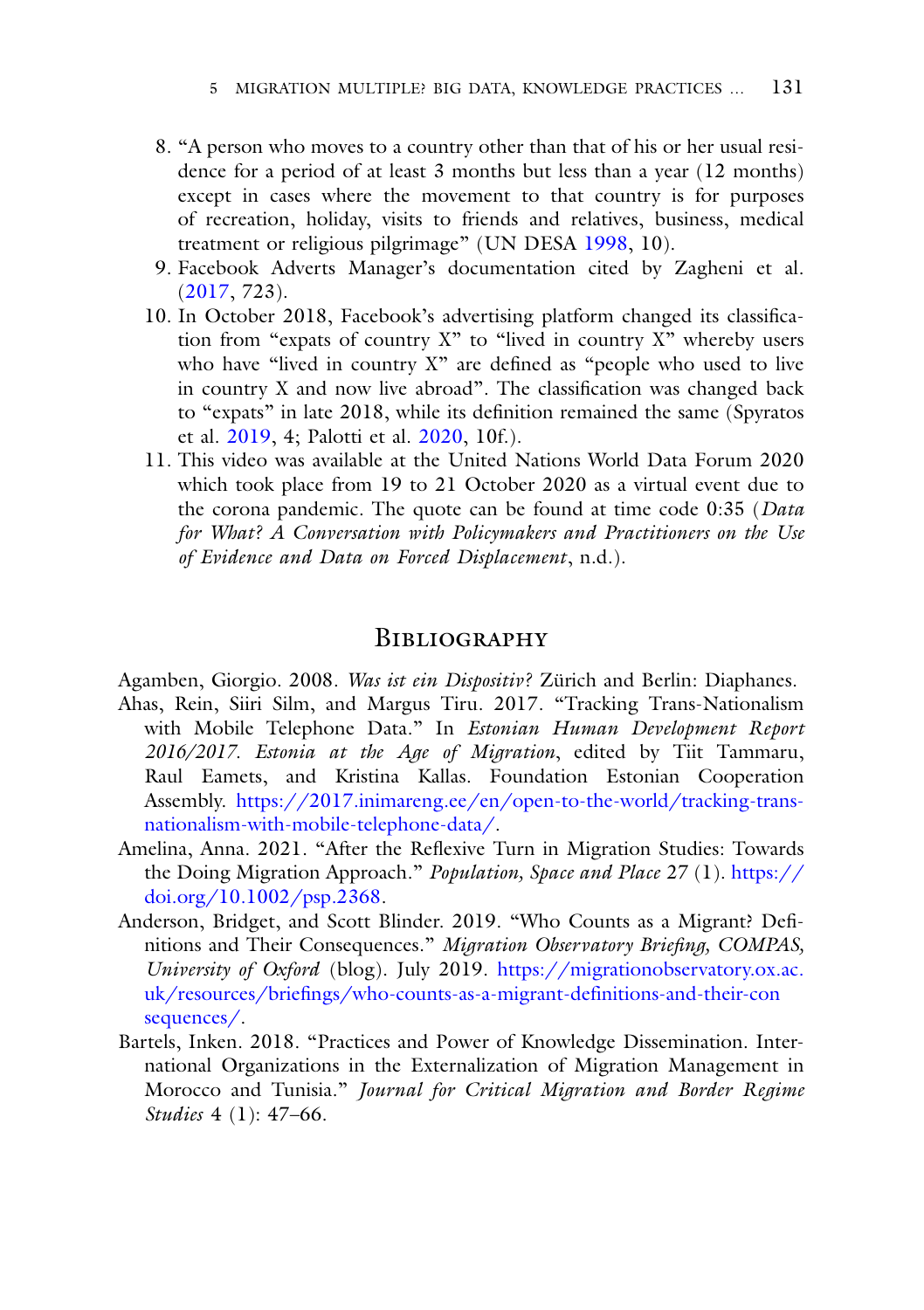8. "A person who moves to a country other than that of his or her usual residence for a period of at least 3 months but less than a year (12 months) except in cases where the movement to that country is for purposes of recreation, holiday, visits to friends and relatives, business, medical treatment or religious pilgrimage" (UN DESA 1998, 10).
9. Facebook Adverts Manager's documentation cited by Zagheni et al. (2017, 723).
10. In October 2018, Facebook's advertising platform changed its classification from "expats of country X" to "lived in country X" whereby users who have "lived in country X" are defined as "people who used to live in country X and now live abroad". The classification was changed back to "expats" in late 2018, while its definition remained the same (Spyratos et al. 2019, 4; Palotti et al. 2020, 10f.).
11. This video was available at the United Nations World Data Forum 2020 which took place from 19 to 21 October 2020 as a virtual event due to the corona pandemic. The quote can be found at time code 0:35 (*Data for What? A Conversation with Policymakers and Practitioners on the Use of Evidence and Data on Forced Displacement*, n.d.).

## Bibliography

Agamben, Giorgio. 2008. *Was ist ein Dispositiv?* Zürich and Berlin: Diaphanes.

Ahas, Rein, Siiri Silm, and Margus Tiru. 2017. "Tracking Trans-Nationalism with Mobile Telephone Data." In *Estonian Human Development Report 2016/2017. Estonia at the Age of Migration*, edited by Tiit Tammaru, Raul Eamets, and Kristina Kallas. Foundation Estonian Cooperation Assembly. https://2017.inimareng.ee/en/open-to-the-world/tracking-trans-nationalism-with-mobile-telephone-data/.

Amelina, Anna. 2021. "After the Reflexive Turn in Migration Studies: Towards the Doing Migration Approach." *Population, Space and Place* 27 (1). https://doi.org/10.1002/psp.2368.

Anderson, Bridget, and Scott Blinder. 2019. "Who Counts as a Migrant? Definitions and Their Consequences." *Migration Observatory Briefing, COMPAS, University of Oxford* (blog). July 2019. https://migrationobservatory.ox.ac.uk/resources/briefings/who-counts-as-a-migrant-definitions-and-their-consequences/.

Bartels, Inken. 2018. "Practices and Power of Knowledge Dissemination. International Organizations in the Externalization of Migration Management in Morocco and Tunisia." *Journal for Critical Migration and Border Regime Studies* 4 (1): 47–66.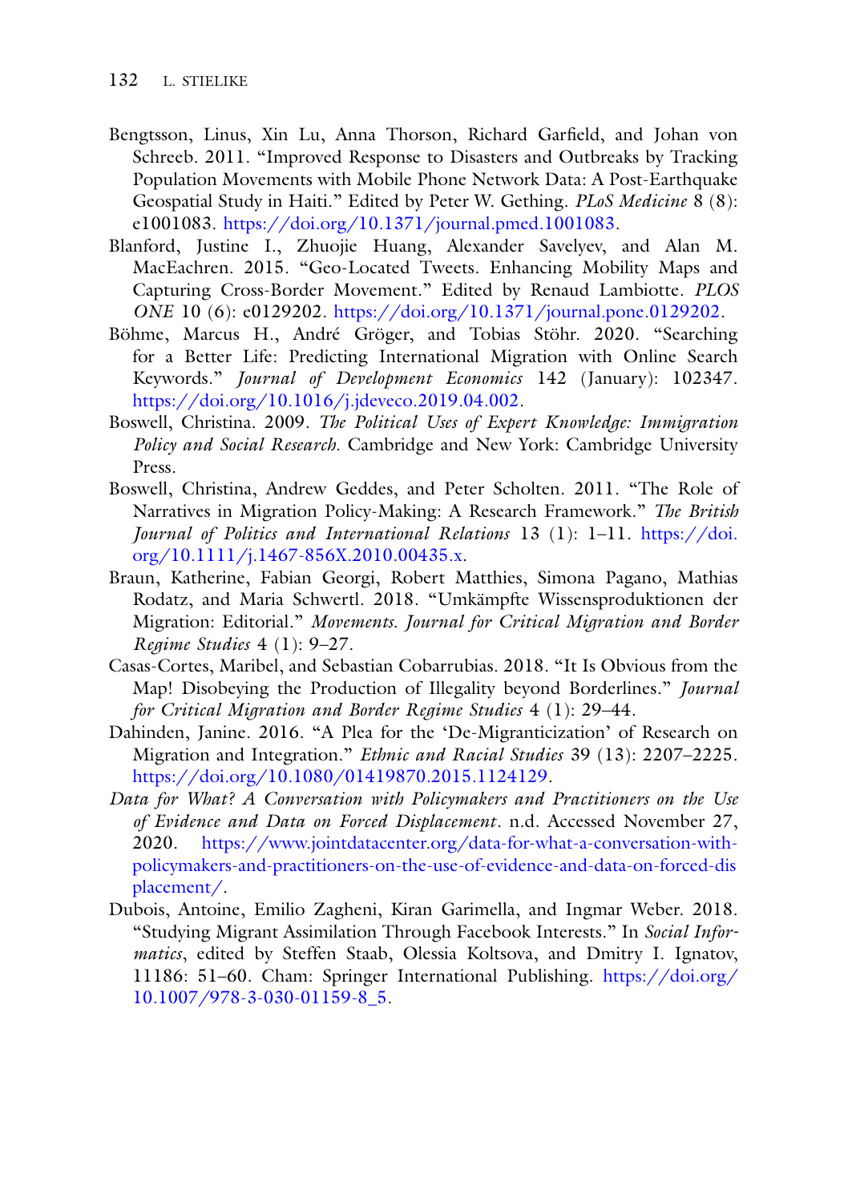Bengtsson, Linus, Xin Lu, Anna Thorson, Richard Garfield, and Johan von Schreeb. 2011. "Improved Response to Disasters and Outbreaks by Tracking Population Movements with Mobile Phone Network Data: A Post-Earthquake Geospatial Study in Haiti." Edited by Peter W. Gething. *PLoS Medicine* 8 (8): e1001083. https://doi.org/10.1371/journal.pmed.1001083.

Blanford, Justine I., Zhuojie Huang, Alexander Savelyev, and Alan M. MacEachren. 2015. "Geo-Located Tweets. Enhancing Mobility Maps and Capturing Cross-Border Movement." Edited by Renaud Lambiotte. *PLOS ONE* 10 (6): e0129202. https://doi.org/10.1371/journal.pone.0129202.

Böhme, Marcus H., André Gröger, and Tobias Stöhr. 2020. "Searching for a Better Life: Predicting International Migration with Online Search Keywords." *Journal of Development Economics* 142 (January): 102347. https://doi.org/10.1016/j.jdeveco.2019.04.002.

Boswell, Christina. 2009. *The Political Uses of Expert Knowledge: Immigration Policy and Social Research*. Cambridge and New York: Cambridge University Press.

Boswell, Christina, Andrew Geddes, and Peter Scholten. 2011. "The Role of Narratives in Migration Policy-Making: A Research Framework." *The British Journal of Politics and International Relations* 13 (1): 1–11. https://doi.org/10.1111/j.1467-856X.2010.00435.x.

Braun, Katherine, Fabian Georgi, Robert Matthies, Simona Pagano, Mathias Rodatz, and Maria Schwertl. 2018. "Umkämpfte Wissensproduktionen der Migration: Editorial." *Movements. Journal for Critical Migration and Border Regime Studies* 4 (1): 9–27.

Casas-Cortes, Maribel, and Sebastian Cobarrubias. 2018. "It Is Obvious from the Map! Disobeying the Production of Illegality beyond Borderlines." *Journal for Critical Migration and Border Regime Studies* 4 (1): 29–44.

Dahinden, Janine. 2016. "A Plea for the 'De-Migranticization' of Research on Migration and Integration." *Ethnic and Racial Studies* 39 (13): 2207–2225. https://doi.org/10.1080/01419870.2015.1124129.

*Data for What? A Conversation with Policymakers and Practitioners on the Use of Evidence and Data on Forced Displacement*. n.d. Accessed November 27, 2020. https://www.jointdatacenter.org/data-for-what-a-conversation-with-policymakers-and-practitioners-on-the-use-of-evidence-and-data-on-forced-displacement/.

Dubois, Antoine, Emilio Zagheni, Kiran Garimella, and Ingmar Weber. 2018. "Studying Migrant Assimilation Through Facebook Interests." In *Social Informatics*, edited by Steffen Staab, Olessia Koltsova, and Dmitry I. Ignatov, 11186: 51–60. Cham: Springer International Publishing. https://doi.org/10.1007/978-3-030-01159-8_5.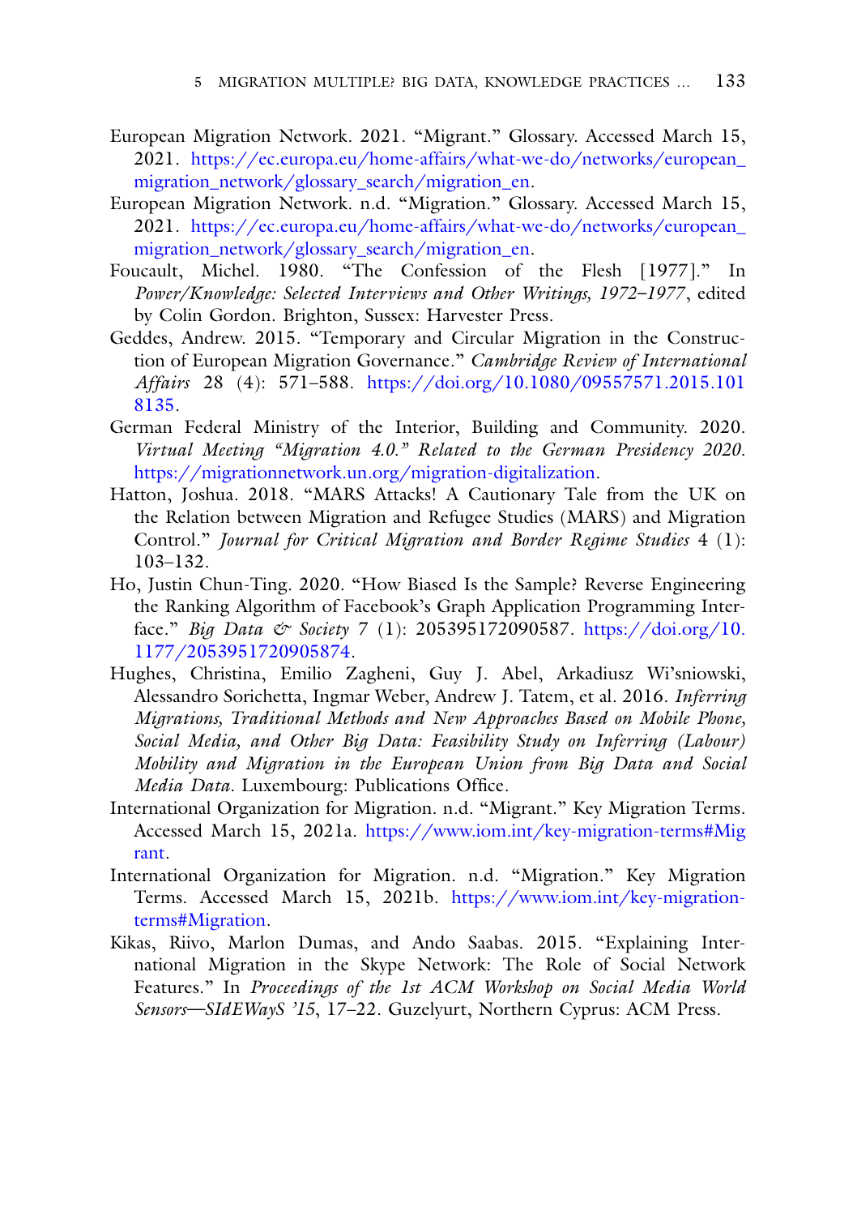European Migration Network. 2021. "Migrant." Glossary. Accessed March 15, 2021. https://ec.europa.eu/home-affairs/what-we-do/networks/european_migration_network/glossary_search/migration_en.

European Migration Network. n.d. "Migration." Glossary. Accessed March 15, 2021. https://ec.europa.eu/home-affairs/what-we-do/networks/european_migration_network/glossary_search/migration_en.

Foucault, Michel. 1980. "The Confession of the Flesh [1977]." In *Power/Knowledge: Selected Interviews and Other Writings, 1972–1977*, edited by Colin Gordon. Brighton, Sussex: Harvester Press.

Geddes, Andrew. 2015. "Temporary and Circular Migration in the Construction of European Migration Governance." *Cambridge Review of International Affairs* 28 (4): 571–588. https://doi.org/10.1080/09557571.2015.1018135.

German Federal Ministry of the Interior, Building and Community. 2020. *Virtual Meeting "Migration 4.0." Related to the German Presidency 2020*. https://migrationnetwork.un.org/migration-digitalization.

Hatton, Joshua. 2018. "MARS Attacks! A Cautionary Tale from the UK on the Relation between Migration and Refugee Studies (MARS) and Migration Control." *Journal for Critical Migration and Border Regime Studies* 4 (1): 103–132.

Ho, Justin Chun-Ting. 2020. "How Biased Is the Sample? Reverse Engineering the Ranking Algorithm of Facebook's Graph Application Programming Interface." *Big Data & Society* 7 (1): 205395172090587. https://doi.org/10.1177/2053951720905874.

Hughes, Christina, Emilio Zagheni, Guy J. Abel, Arkadiusz Wi'sniowski, Alessandro Sorichetta, Ingmar Weber, Andrew J. Tatem, et al. 2016. *Inferring Migrations, Traditional Methods and New Approaches Based on Mobile Phone, Social Media, and Other Big Data: Feasibility Study on Inferring (Labour) Mobility and Migration in the European Union from Big Data and Social Media Data*. Luxembourg: Publications Office.

International Organization for Migration. n.d. "Migrant." Key Migration Terms. Accessed March 15, 2021a. https://www.iom.int/key-migration-terms#Migrant.

International Organization for Migration. n.d. "Migration." Key Migration Terms. Accessed March 15, 2021b. https://www.iom.int/key-migration-terms#Migration.

Kikas, Riivo, Marlon Dumas, and Ando Saabas. 2015. "Explaining International Migration in the Skype Network: The Role of Social Network Features." In *Proceedings of the 1st ACM Workshop on Social Media World Sensors—SIdEWayS '15*, 17–22. Guzelyurt, Northern Cyprus: ACM Press.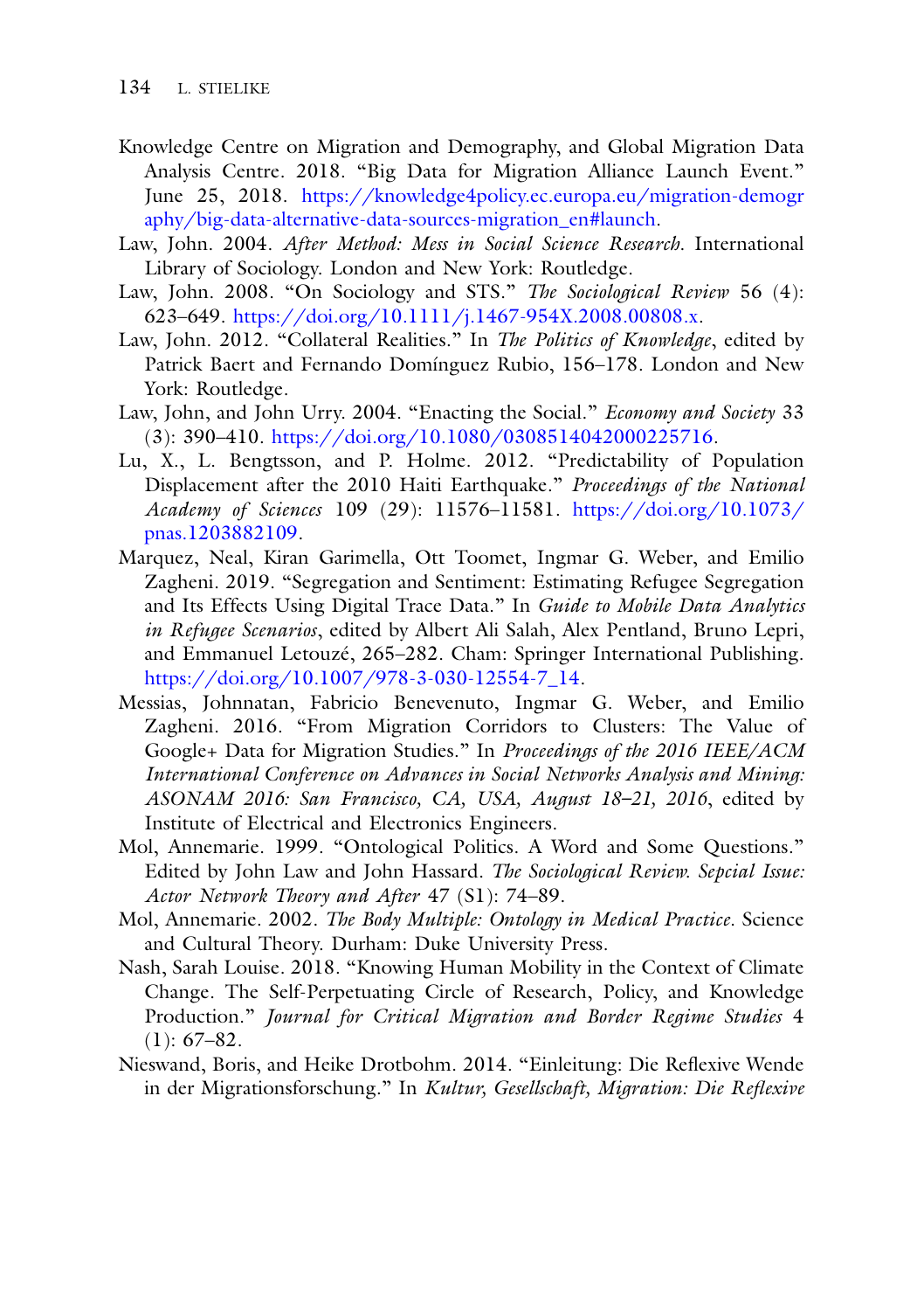Knowledge Centre on Migration and Demography, and Global Migration Data Analysis Centre. 2018. "Big Data for Migration Alliance Launch Event." June 25, 2018. https://knowledge4policy.ec.europa.eu/migration-demography/big-data-alternative-data-sources-migration_en#launch.

Law, John. 2004. *After Method: Mess in Social Science Research*. International Library of Sociology. London and New York: Routledge.

Law, John. 2008. "On Sociology and STS." *The Sociological Review* 56 (4): 623–649. https://doi.org/10.1111/j.1467-954X.2008.00808.x.

Law, John. 2012. "Collateral Realities." In *The Politics of Knowledge*, edited by Patrick Baert and Fernando Domínguez Rubio, 156–178. London and New York: Routledge.

Law, John, and John Urry. 2004. "Enacting the Social." *Economy and Society* 33 (3): 390–410. https://doi.org/10.1080/0308514042000225716.

Lu, X., L. Bengtsson, and P. Holme. 2012. "Predictability of Population Displacement after the 2010 Haiti Earthquake." *Proceedings of the National Academy of Sciences* 109 (29): 11576–11581. https://doi.org/10.1073/pnas.1203882109.

Marquez, Neal, Kiran Garimella, Ott Toomet, Ingmar G. Weber, and Emilio Zagheni. 2019. "Segregation and Sentiment: Estimating Refugee Segregation and Its Effects Using Digital Trace Data." In *Guide to Mobile Data Analytics in Refugee Scenarios*, edited by Albert Ali Salah, Alex Pentland, Bruno Lepri, and Emmanuel Letouzé, 265–282. Cham: Springer International Publishing. https://doi.org/10.1007/978-3-030-12554-7_14.

Messias, Johnnatan, Fabricio Benevenuto, Ingmar G. Weber, and Emilio Zagheni. 2016. "From Migration Corridors to Clusters: The Value of Google+ Data for Migration Studies." In *Proceedings of the 2016 IEEE/ACM International Conference on Advances in Social Networks Analysis and Mining: ASONAM 2016: San Francisco, CA, USA, August 18–21, 2016*, edited by Institute of Electrical and Electronics Engineers.

Mol, Annemarie. 1999. "Ontological Politics. A Word and Some Questions." Edited by John Law and John Hassard. *The Sociological Review. Sepcial Issue: Actor Network Theory and After* 47 (S1): 74–89.

Mol, Annemarie. 2002. *The Body Multiple: Ontology in Medical Practice*. Science and Cultural Theory. Durham: Duke University Press.

Nash, Sarah Louise. 2018. "Knowing Human Mobility in the Context of Climate Change. The Self-Perpetuating Circle of Research, Policy, and Knowledge Production." *Journal for Critical Migration and Border Regime Studies* 4 (1): 67–82.

Nieswand, Boris, and Heike Drotbohm. 2014. "Einleitung: Die Reflexive Wende in der Migrationsforschung." In *Kultur, Gesellschaft, Migration: Die Reflexive*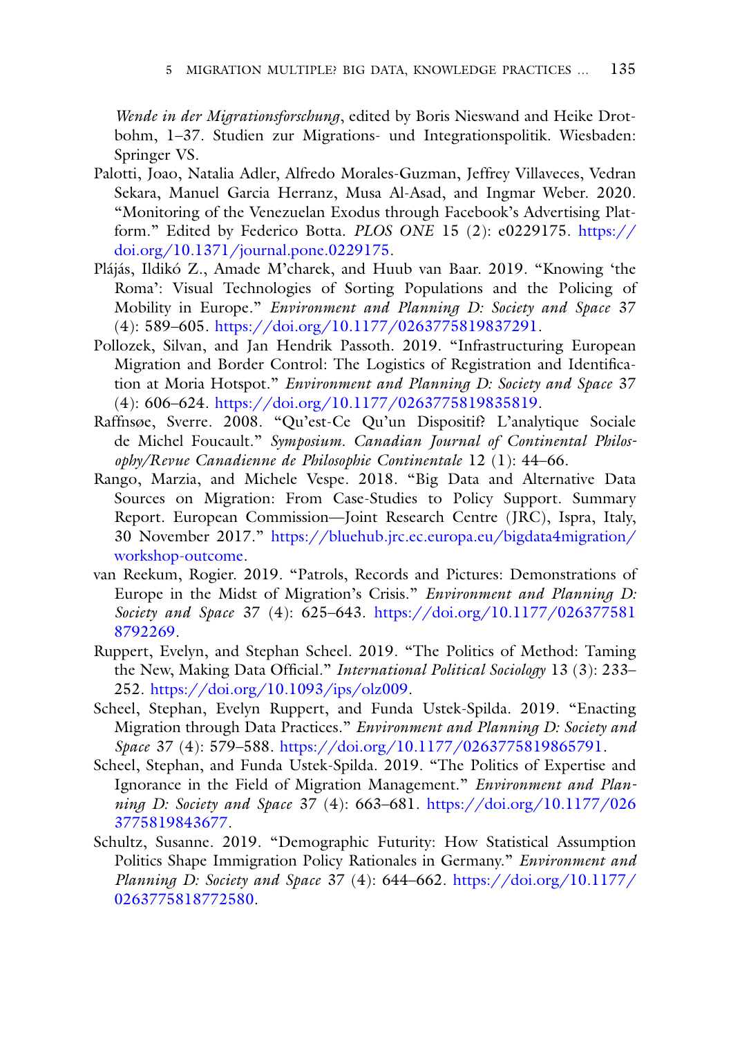*Wende in der Migrationsforschung*, edited by Boris Nieswand and Heike Drotbohm, 1–37. Studien zur Migrations- und Integrationspolitik. Wiesbaden: Springer VS.

Palotti, Joao, Natalia Adler, Alfredo Morales-Guzman, Jeffrey Villaveces, Vedran Sekara, Manuel Garcia Herranz, Musa Al-Asad, and Ingmar Weber. 2020. "Monitoring of the Venezuelan Exodus through Facebook's Advertising Platform." Edited by Federico Botta. *PLOS ONE* 15 (2): e0229175. https://doi.org/10.1371/journal.pone.0229175.

Plájás, Ildikó Z., Amade M'charek, and Huub van Baar. 2019. "Knowing 'the Roma': Visual Technologies of Sorting Populations and the Policing of Mobility in Europe." *Environment and Planning D: Society and Space* 37 (4): 589–605. https://doi.org/10.1177/0263775819837291.

Pollozek, Silvan, and Jan Hendrik Passoth. 2019. "Infrastructuring European Migration and Border Control: The Logistics of Registration and Identification at Moria Hotspot." *Environment and Planning D: Society and Space* 37 (4): 606–624. https://doi.org/10.1177/0263775819835819.

Raffnsøe, Sverre. 2008. "Qu'est-Ce Qu'un Dispositif? L'analytique Sociale de Michel Foucault." *Symposium. Canadian Journal of Continental Philosophy/Revue Canadienne de Philosophie Continentale* 12 (1): 44–66.

Rango, Marzia, and Michele Vespe. 2018. "Big Data and Alternative Data Sources on Migration: From Case-Studies to Policy Support. Summary Report. European Commission—Joint Research Centre (JRC), Ispra, Italy, 30 November 2017." https://bluehub.jrc.ec.europa.eu/bigdata4migration/workshop-outcome.

van Reekum, Rogier. 2019. "Patrols, Records and Pictures: Demonstrations of Europe in the Midst of Migration's Crisis." *Environment and Planning D: Society and Space* 37 (4): 625–643. https://doi.org/10.1177/0263775818792269.

Ruppert, Evelyn, and Stephan Scheel. 2019. "The Politics of Method: Taming the New, Making Data Official." *International Political Sociology* 13 (3): 233–252. https://doi.org/10.1093/ips/olz009.

Scheel, Stephan, Evelyn Ruppert, and Funda Ustek-Spilda. 2019. "Enacting Migration through Data Practices." *Environment and Planning D: Society and Space* 37 (4): 579–588. https://doi.org/10.1177/0263775819865791.

Scheel, Stephan, and Funda Ustek-Spilda. 2019. "The Politics of Expertise and Ignorance in the Field of Migration Management." *Environment and Planning D: Society and Space* 37 (4): 663–681. https://doi.org/10.1177/0263775819843677.

Schultz, Susanne. 2019. "Demographic Futurity: How Statistical Assumption Politics Shape Immigration Policy Rationales in Germany." *Environment and Planning D: Society and Space* 37 (4): 644–662. https://doi.org/10.1177/0263775818772580.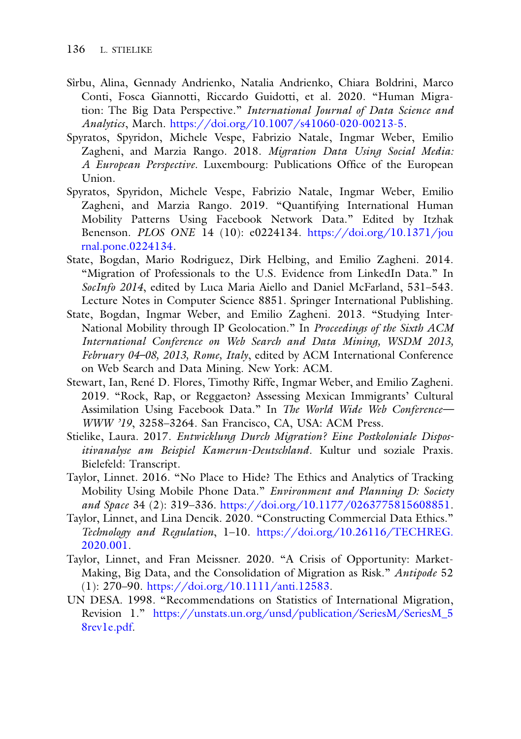Sîrbu, Alina, Gennady Andrienko, Natalia Andrienko, Chiara Boldrini, Marco Conti, Fosca Giannotti, Riccardo Guidotti, et al. 2020. "Human Migration: The Big Data Perspective." *International Journal of Data Science and Analytics*, March. https://doi.org/10.1007/s41060-020-00213-5.

Spyratos, Spyridon, Michele Vespe, Fabrizio Natale, Ingmar Weber, Emilio Zagheni, and Marzia Rango. 2018. *Migration Data Using Social Media: A European Perspective*. Luxembourg: Publications Office of the European Union.

Spyratos, Spyridon, Michele Vespe, Fabrizio Natale, Ingmar Weber, Emilio Zagheni, and Marzia Rango. 2019. "Quantifying International Human Mobility Patterns Using Facebook Network Data." Edited by Itzhak Benenson. *PLOS ONE* 14 (10): e0224134. https://doi.org/10.1371/journal.pone.0224134.

State, Bogdan, Mario Rodriguez, Dirk Helbing, and Emilio Zagheni. 2014. "Migration of Professionals to the U.S. Evidence from LinkedIn Data." In *SocInfo 2014*, edited by Luca Maria Aiello and Daniel McFarland, 531–543. Lecture Notes in Computer Science 8851. Springer International Publishing.

State, Bogdan, Ingmar Weber, and Emilio Zagheni. 2013. "Studying Inter-National Mobility through IP Geolocation." In *Proceedings of the Sixth ACM International Conference on Web Search and Data Mining, WSDM 2013, February 04–08, 2013, Rome, Italy*, edited by ACM International Conference on Web Search and Data Mining. New York: ACM.

Stewart, Ian, René D. Flores, Timothy Riffe, Ingmar Weber, and Emilio Zagheni. 2019. "Rock, Rap, or Reggaeton? Assessing Mexican Immigrants' Cultural Assimilation Using Facebook Data." In *The World Wide Web Conference—WWW '19*, 3258–3264. San Francisco, CA, USA: ACM Press.

Stielike, Laura. 2017. *Entwicklung Durch Migration? Eine Postkoloniale Dispositivanalyse am Beispiel Kamerun-Deutschland*. Kultur und soziale Praxis. Bielefeld: Transcript.

Taylor, Linnet. 2016. "No Place to Hide? The Ethics and Analytics of Tracking Mobility Using Mobile Phone Data." *Environment and Planning D: Society and Space* 34 (2): 319–336. https://doi.org/10.1177/0263775815608851.

Taylor, Linnet, and Lina Dencik. 2020. "Constructing Commercial Data Ethics." *Technology and Regulation*, 1–10. https://doi.org/10.26116/TECHREG.2020.001.

Taylor, Linnet, and Fran Meissner. 2020. "A Crisis of Opportunity: Market-Making, Big Data, and the Consolidation of Migration as Risk." *Antipode* 52 (1): 270–90. https://doi.org/10.1111/anti.12583.

UN DESA. 1998. "Recommendations on Statistics of International Migration, Revision 1." https://unstats.un.org/unsd/publication/SeriesM/SeriesM_58rev1e.pdf.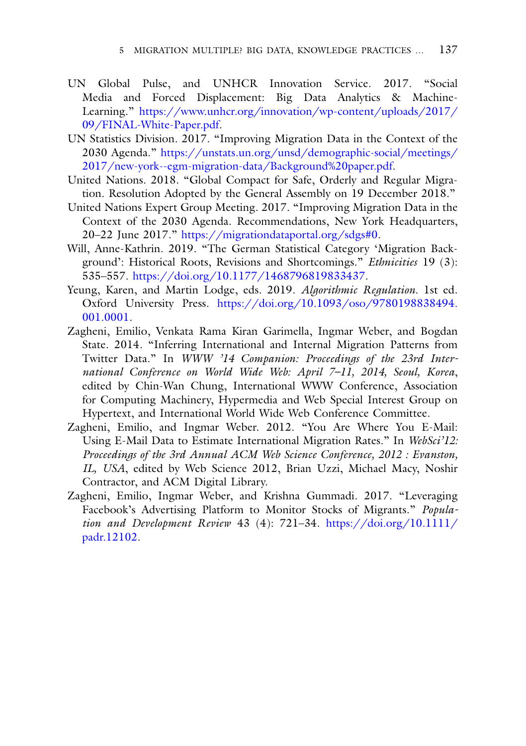UN Global Pulse, and UNHCR Innovation Service. 2017. "Social Media and Forced Displacement: Big Data Analytics & Machine-Learning." https://www.unhcr.org/innovation/wp-content/uploads/2017/09/FINAL-White-Paper.pdf.

UN Statistics Division. 2017. "Improving Migration Data in the Context of the 2030 Agenda." https://unstats.un.org/unsd/demographic-social/meetings/2017/new-york--egm-migration-data/Background%20paper.pdf.

United Nations. 2018. "Global Compact for Safe, Orderly and Regular Migration. Resolution Adopted by the General Assembly on 19 December 2018."

United Nations Expert Group Meeting. 2017. "Improving Migration Data in the Context of the 2030 Agenda. Recommendations, New York Headquarters, 20–22 June 2017." https://migrationdataportal.org/sdgs#0.

Will, Anne-Kathrin. 2019. "The German Statistical Category 'Migration Background': Historical Roots, Revisions and Shortcomings." *Ethnicities* 19 (3): 535–557. https://doi.org/10.1177/1468796819833437.

Yeung, Karen, and Martin Lodge, eds. 2019. *Algorithmic Regulation*. 1st ed. Oxford University Press. https://doi.org/10.1093/oso/9780198838494.001.0001.

Zagheni, Emilio, Venkata Rama Kiran Garimella, Ingmar Weber, and Bogdan State. 2014. "Inferring International and Internal Migration Patterns from Twitter Data." In *WWW '14 Companion: Proceedings of the 23rd International Conference on World Wide Web: April 7–11, 2014, Seoul, Korea*, edited by Chin-Wan Chung, International WWW Conference, Association for Computing Machinery, Hypermedia and Web Special Interest Group on Hypertext, and International World Wide Web Conference Committee.

Zagheni, Emilio, and Ingmar Weber. 2012. "You Are Where You E-Mail: Using E-Mail Data to Estimate International Migration Rates." In *WebSci'12: Proceedings of the 3rd Annual ACM Web Science Conference, 2012 : Evanston, IL, USA*, edited by Web Science 2012, Brian Uzzi, Michael Macy, Noshir Contractor, and ACM Digital Library.

Zagheni, Emilio, Ingmar Weber, and Krishna Gummadi. 2017. "Leveraging Facebook's Advertising Platform to Monitor Stocks of Migrants." *Population and Development Review* 43 (4): 721–34. https://doi.org/10.1111/padr.12102.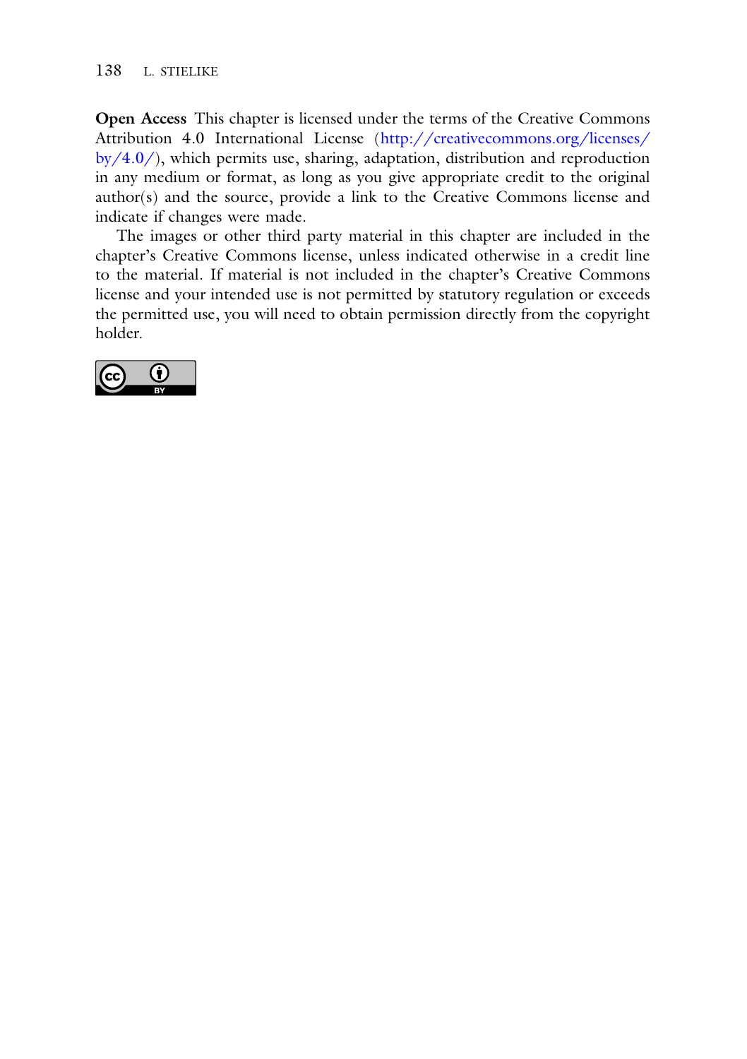**Open Access** This chapter is licensed under the terms of the Creative Commons Attribution 4.0 International License (http://creativecommons.org/licenses/by/4.0/), which permits use, sharing, adaptation, distribution and reproduction in any medium or format, as long as you give appropriate credit to the original author(s) and the source, provide a link to the Creative Commons license and indicate if changes were made.

The images or other third party material in this chapter are included in the chapter's Creative Commons license, unless indicated otherwise in a credit line to the material. If material is not included in the chapter's Creative Commons license and your intended use is not permitted by statutory regulation or exceeds the permitted use, you will need to obtain permission directly from the copyright holder.